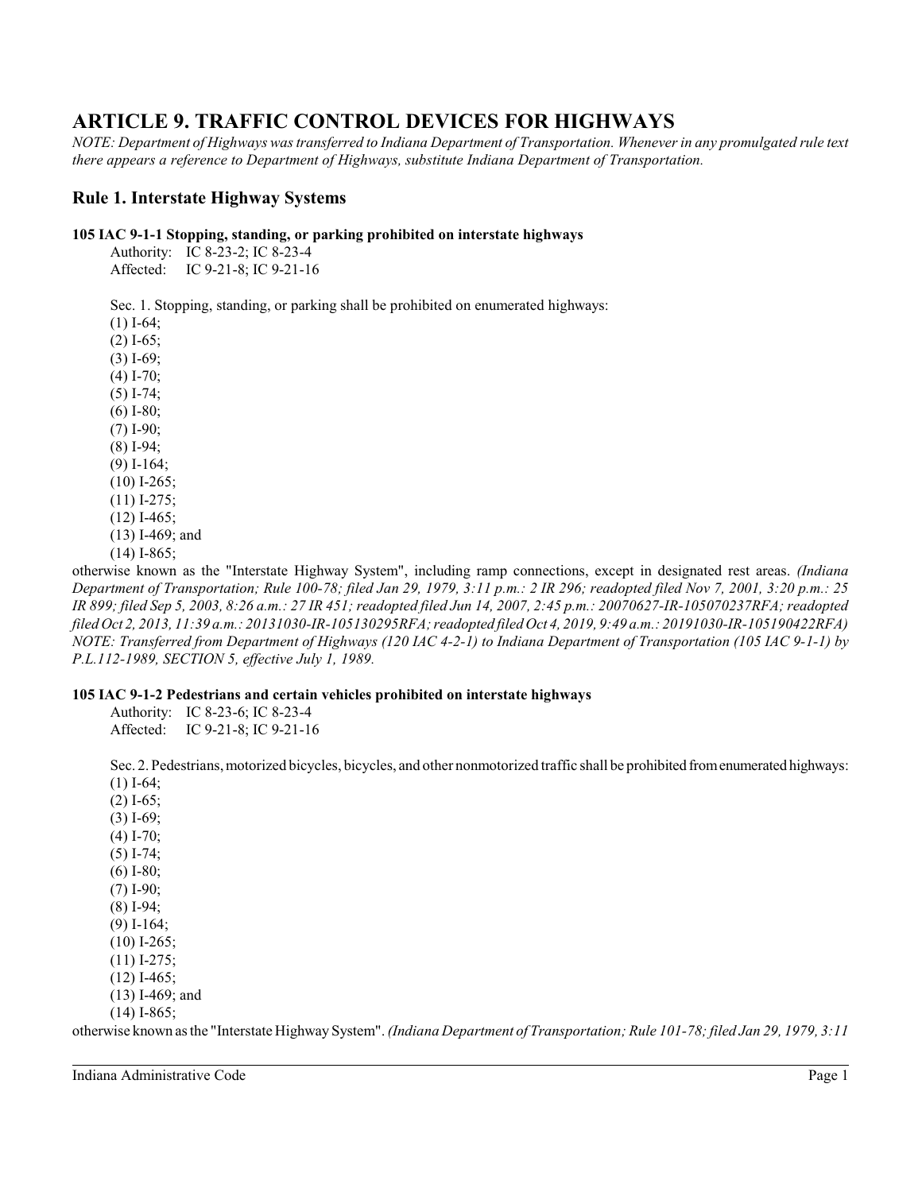# ARTICLE 9. TRAFFIC CONTROL DEVICES FOR HIGHWAYS

*NOTE: Department of Highways was transferred to Indiana Department of Transportation. Whenever in any promulgated rule text there appears a reference to Department of Highways, substitute Indiana Department of Transportation.*

## Rule 1. Interstate Highway Systems

**105 IAC 9-1-1 Stopping, standing, or parking prohibited on interstate highways**

Authority: IC 8-23-2; IC 8-23-4
Affected: IC 9-21-8; IC 9-21-16

Sec. 1. Stopping, standing, or parking shall be prohibited on enumerated highways:

(1) I-64;
(2) I-65;
(3) I-69;
(4) I-70;
(5) I-74;
(6) I-80;
(7) I-90;
(8) I-94;
(9) I-164;
(10) I-265;
(11) I-275;
(12) I-465;
(13) I-469; and
(14) I-865;

otherwise known as the "Interstate Highway System", including ramp connections, except in designated rest areas. *(Indiana Department of Transportation; Rule 100-78; filed Jan 29, 1979, 3:11 p.m.: 2 IR 296; readopted filed Nov 7, 2001, 3:20 p.m.: 25 IR 899; filed Sep 5, 2003, 8:26 a.m.: 27 IR 451; readopted filed Jun 14, 2007, 2:45 p.m.: 20070627-IR-105070237RFA; readopted filed Oct 2, 2013, 11:39 a.m.: 20131030-IR-105130295RFA; readopted filed Oct 4, 2019, 9:49 a.m.: 20191030-IR-105190422RFA) NOTE: Transferred from Department of Highways (120 IAC 4-2-1) to Indiana Department of Transportation (105 IAC 9-1-1) by P.L.112-1989, SECTION 5, effective July 1, 1989.*

**105 IAC 9-1-2 Pedestrians and certain vehicles prohibited on interstate highways**

Authority: IC 8-23-6; IC 8-23-4
Affected: IC 9-21-8; IC 9-21-16

Sec. 2. Pedestrians, motorized bicycles, bicycles, and other nonmotorized traffic shall be prohibited from enumerated highways:

(1) I-64;
(2) I-65;
(3) I-69;
(4) I-70;
(5) I-74;
(6) I-80;
(7) I-90;
(8) I-94;
(9) I-164;
(10) I-265;
(11) I-275;
(12) I-465;
(13) I-469; and
(14) I-865;

otherwise known as the "Interstate Highway System". *(Indiana Department of Transportation; Rule 101-78; filed Jan 29, 1979, 3:11*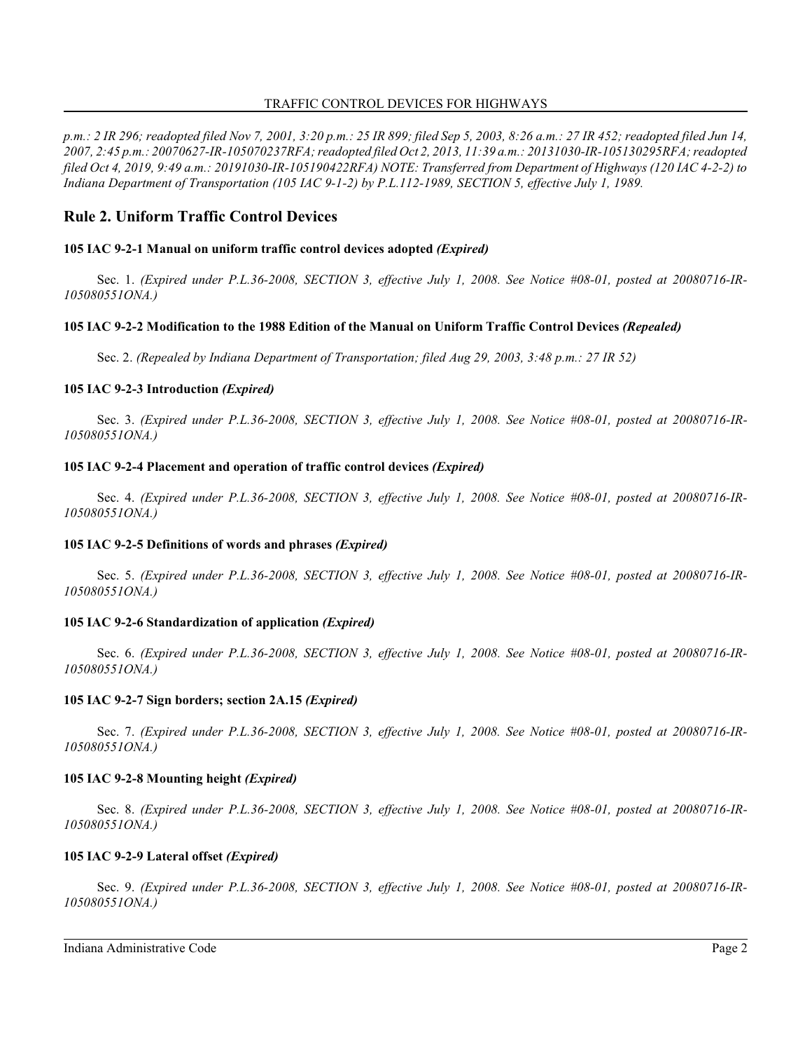*p.m.: 2 IR 296; readopted filed Nov 7, 2001, 3:20 p.m.: 25 IR 899; filed Sep 5, 2003, 8:26 a.m.: 27 IR 452; readopted filed Jun 14, 2007, 2:45 p.m.: 20070627-IR-105070237RFA; readopted filed Oct 2, 2013, 11:39 a.m.: 20131030-IR-105130295RFA; readopted filed Oct 4, 2019, 9:49 a.m.: 20191030-IR-105190422RFA) NOTE: Transferred from Department of Highways (120 IAC 4-2-2) to Indiana Department of Transportation (105 IAC 9-1-2) by P.L.112-1989, SECTION 5, effective July 1, 1989.*

## Rule 2. Uniform Traffic Control Devices

**105 IAC 9-2-1 Manual on uniform traffic control devices adopted *(Expired)***

Sec. 1. *(Expired under P.L.36-2008, SECTION 3, effective July 1, 2008. See Notice #08-01, posted at 20080716-IR-105080551ONA.)*

**105 IAC 9-2-2 Modification to the 1988 Edition of the Manual on Uniform Traffic Control Devices *(Repealed)***

Sec. 2. *(Repealed by Indiana Department of Transportation; filed Aug 29, 2003, 3:48 p.m.: 27 IR 52)*

**105 IAC 9-2-3 Introduction *(Expired)***

Sec. 3. *(Expired under P.L.36-2008, SECTION 3, effective July 1, 2008. See Notice #08-01, posted at 20080716-IR-105080551ONA.)*

**105 IAC 9-2-4 Placement and operation of traffic control devices *(Expired)***

Sec. 4. *(Expired under P.L.36-2008, SECTION 3, effective July 1, 2008. See Notice #08-01, posted at 20080716-IR-105080551ONA.)*

**105 IAC 9-2-5 Definitions of words and phrases *(Expired)***

Sec. 5. *(Expired under P.L.36-2008, SECTION 3, effective July 1, 2008. See Notice #08-01, posted at 20080716-IR-105080551ONA.)*

**105 IAC 9-2-6 Standardization of application *(Expired)***

Sec. 6. *(Expired under P.L.36-2008, SECTION 3, effective July 1, 2008. See Notice #08-01, posted at 20080716-IR-105080551ONA.)*

**105 IAC 9-2-7 Sign borders; section 2A.15 *(Expired)***

Sec. 7. *(Expired under P.L.36-2008, SECTION 3, effective July 1, 2008. See Notice #08-01, posted at 20080716-IR-105080551ONA.)*

**105 IAC 9-2-8 Mounting height *(Expired)***

Sec. 8. *(Expired under P.L.36-2008, SECTION 3, effective July 1, 2008. See Notice #08-01, posted at 20080716-IR-105080551ONA.)*

**105 IAC 9-2-9 Lateral offset *(Expired)***

Sec. 9. *(Expired under P.L.36-2008, SECTION 3, effective July 1, 2008. See Notice #08-01, posted at 20080716-IR-105080551ONA.)*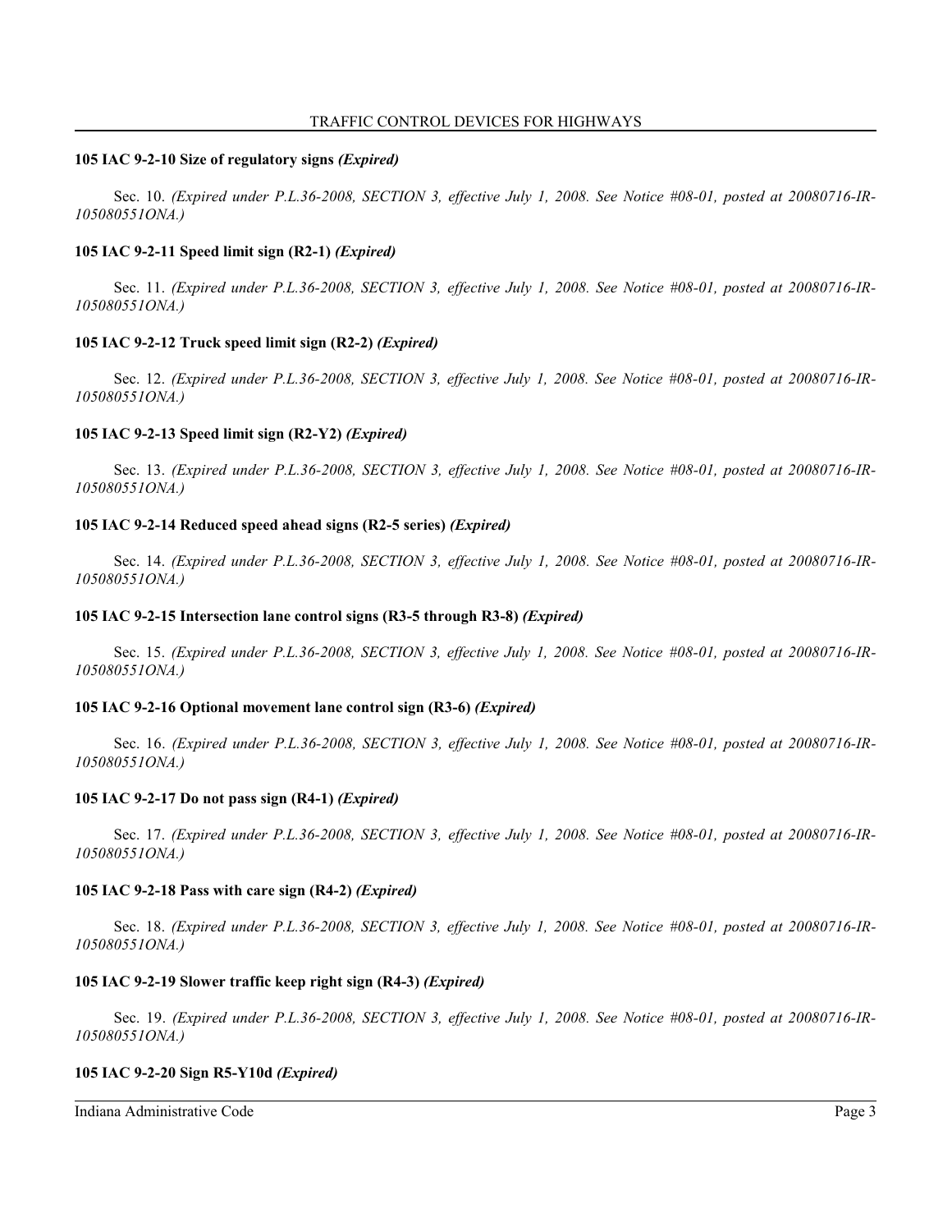**105 IAC 9-2-10 Size of regulatory signs** ***(Expired)***

Sec. 10. *(Expired under P.L.36-2008, SECTION 3, effective July 1, 2008. See Notice #08-01, posted at 20080716-IR-105080551ONA.)*

**105 IAC 9-2-11 Speed limit sign (R2-1)** ***(Expired)***

Sec. 11. *(Expired under P.L.36-2008, SECTION 3, effective July 1, 2008. See Notice #08-01, posted at 20080716-IR-105080551ONA.)*

**105 IAC 9-2-12 Truck speed limit sign (R2-2)** ***(Expired)***

Sec. 12. *(Expired under P.L.36-2008, SECTION 3, effective July 1, 2008. See Notice #08-01, posted at 20080716-IR-105080551ONA.)*

**105 IAC 9-2-13 Speed limit sign (R2-Y2)** ***(Expired)***

Sec. 13. *(Expired under P.L.36-2008, SECTION 3, effective July 1, 2008. See Notice #08-01, posted at 20080716-IR-105080551ONA.)*

**105 IAC 9-2-14 Reduced speed ahead signs (R2-5 series)** ***(Expired)***

Sec. 14. *(Expired under P.L.36-2008, SECTION 3, effective July 1, 2008. See Notice #08-01, posted at 20080716-IR-105080551ONA.)*

**105 IAC 9-2-15 Intersection lane control signs (R3-5 through R3-8)** ***(Expired)***

Sec. 15. *(Expired under P.L.36-2008, SECTION 3, effective July 1, 2008. See Notice #08-01, posted at 20080716-IR-105080551ONA.)*

**105 IAC 9-2-16 Optional movement lane control sign (R3-6)** ***(Expired)***

Sec. 16. *(Expired under P.L.36-2008, SECTION 3, effective July 1, 2008. See Notice #08-01, posted at 20080716-IR-105080551ONA.)*

**105 IAC 9-2-17 Do not pass sign (R4-1)** ***(Expired)***

Sec. 17. *(Expired under P.L.36-2008, SECTION 3, effective July 1, 2008. See Notice #08-01, posted at 20080716-IR-105080551ONA.)*

**105 IAC 9-2-18 Pass with care sign (R4-2)** ***(Expired)***

Sec. 18. *(Expired under P.L.36-2008, SECTION 3, effective July 1, 2008. See Notice #08-01, posted at 20080716-IR-105080551ONA.)*

**105 IAC 9-2-19 Slower traffic keep right sign (R4-3)** ***(Expired)***

Sec. 19. *(Expired under P.L.36-2008, SECTION 3, effective July 1, 2008. See Notice #08-01, posted at 20080716-IR-105080551ONA.)*

**105 IAC 9-2-20 Sign R5-Y10d** ***(Expired)***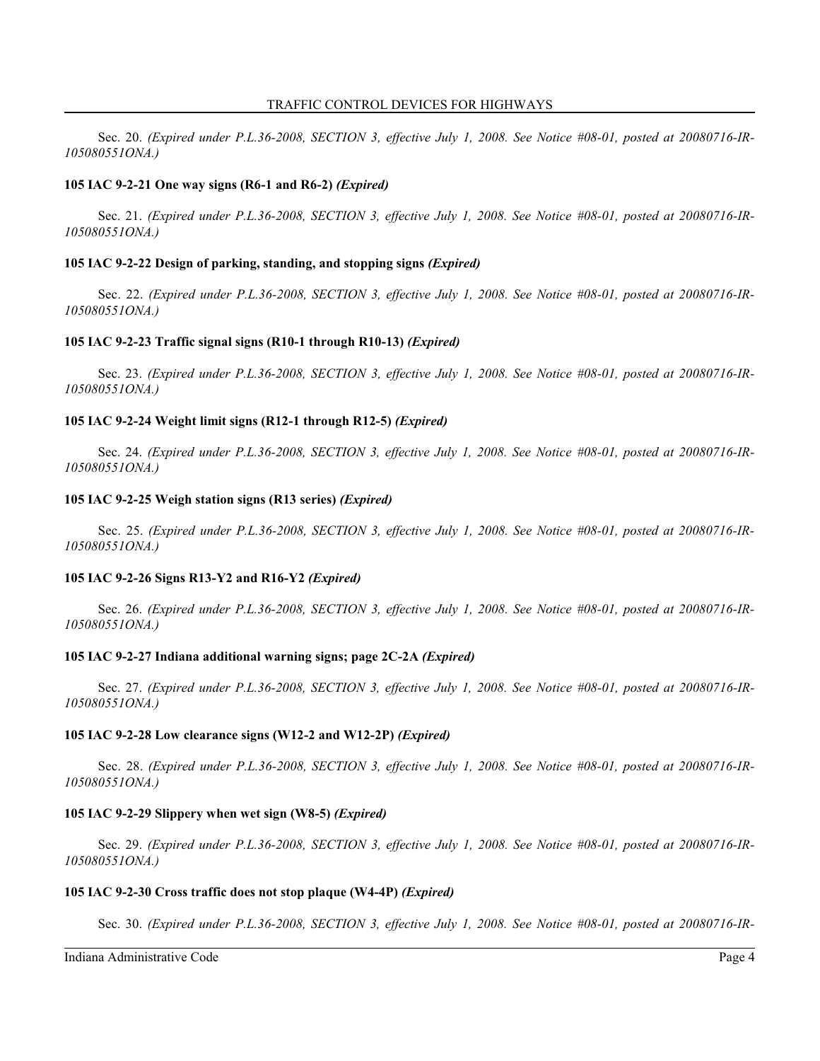Sec. 20. *(Expired under P.L.36-2008, SECTION 3, effective July 1, 2008. See Notice #08-01, posted at 20080716-IR-105080551ONA.)*

**105 IAC 9-2-21 One way signs (R6-1 and R6-2)** ***(Expired)***

Sec. 21. *(Expired under P.L.36-2008, SECTION 3, effective July 1, 2008. See Notice #08-01, posted at 20080716-IR-105080551ONA.)*

**105 IAC 9-2-22 Design of parking, standing, and stopping signs** ***(Expired)***

Sec. 22. *(Expired under P.L.36-2008, SECTION 3, effective July 1, 2008. See Notice #08-01, posted at 20080716-IR-105080551ONA.)*

**105 IAC 9-2-23 Traffic signal signs (R10-1 through R10-13)** ***(Expired)***

Sec. 23. *(Expired under P.L.36-2008, SECTION 3, effective July 1, 2008. See Notice #08-01, posted at 20080716-IR-105080551ONA.)*

**105 IAC 9-2-24 Weight limit signs (R12-1 through R12-5)** ***(Expired)***

Sec. 24. *(Expired under P.L.36-2008, SECTION 3, effective July 1, 2008. See Notice #08-01, posted at 20080716-IR-105080551ONA.)*

**105 IAC 9-2-25 Weigh station signs (R13 series)** ***(Expired)***

Sec. 25. *(Expired under P.L.36-2008, SECTION 3, effective July 1, 2008. See Notice #08-01, posted at 20080716-IR-105080551ONA.)*

**105 IAC 9-2-26 Signs R13-Y2 and R16-Y2** ***(Expired)***

Sec. 26. *(Expired under P.L.36-2008, SECTION 3, effective July 1, 2008. See Notice #08-01, posted at 20080716-IR-105080551ONA.)*

**105 IAC 9-2-27 Indiana additional warning signs; page 2C-2A** ***(Expired)***

Sec. 27. *(Expired under P.L.36-2008, SECTION 3, effective July 1, 2008. See Notice #08-01, posted at 20080716-IR-105080551ONA.)*

**105 IAC 9-2-28 Low clearance signs (W12-2 and W12-2P)** ***(Expired)***

Sec. 28. *(Expired under P.L.36-2008, SECTION 3, effective July 1, 2008. See Notice #08-01, posted at 20080716-IR-105080551ONA.)*

**105 IAC 9-2-29 Slippery when wet sign (W8-5)** ***(Expired)***

Sec. 29. *(Expired under P.L.36-2008, SECTION 3, effective July 1, 2008. See Notice #08-01, posted at 20080716-IR-105080551ONA.)*

**105 IAC 9-2-30 Cross traffic does not stop plaque (W4-4P)** ***(Expired)***

Sec. 30. *(Expired under P.L.36-2008, SECTION 3, effective July 1, 2008. See Notice #08-01, posted at 20080716-IR-*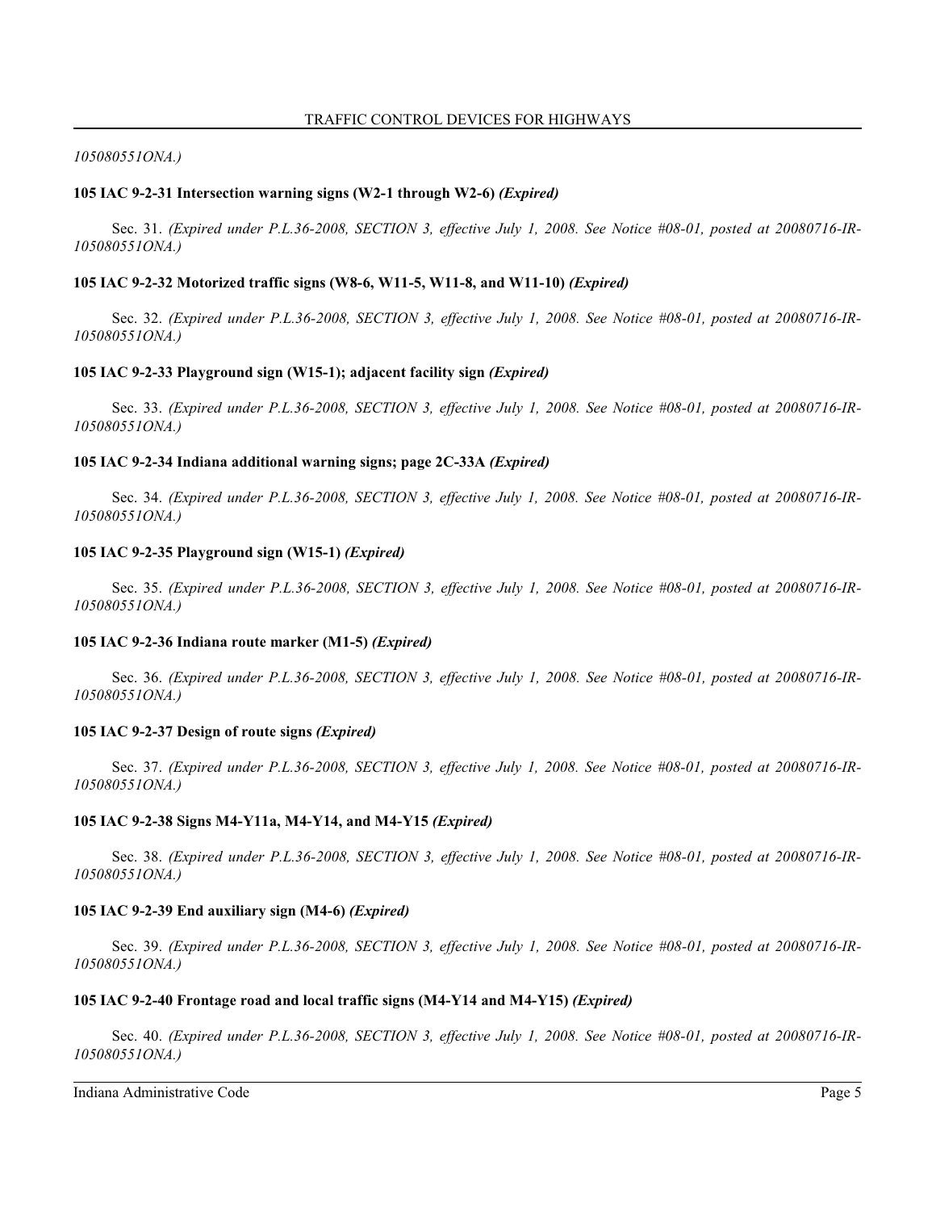*105080551ONA.)*

**105 IAC 9-2-31 Intersection warning signs (W2-1 through W2-6)** ***(Expired)***

Sec. 31. *(Expired under P.L.36-2008, SECTION 3, effective July 1, 2008. See Notice #08-01, posted at 20080716-IR-105080551ONA.)*

**105 IAC 9-2-32 Motorized traffic signs (W8-6, W11-5, W11-8, and W11-10)** ***(Expired)***

Sec. 32. *(Expired under P.L.36-2008, SECTION 3, effective July 1, 2008. See Notice #08-01, posted at 20080716-IR-105080551ONA.)*

**105 IAC 9-2-33 Playground sign (W15-1); adjacent facility sign** ***(Expired)***

Sec. 33. *(Expired under P.L.36-2008, SECTION 3, effective July 1, 2008. See Notice #08-01, posted at 20080716-IR-105080551ONA.)*

**105 IAC 9-2-34 Indiana additional warning signs; page 2C-33A** ***(Expired)***

Sec. 34. *(Expired under P.L.36-2008, SECTION 3, effective July 1, 2008. See Notice #08-01, posted at 20080716-IR-105080551ONA.)*

**105 IAC 9-2-35 Playground sign (W15-1)** ***(Expired)***

Sec. 35. *(Expired under P.L.36-2008, SECTION 3, effective July 1, 2008. See Notice #08-01, posted at 20080716-IR-105080551ONA.)*

**105 IAC 9-2-36 Indiana route marker (M1-5)** ***(Expired)***

Sec. 36. *(Expired under P.L.36-2008, SECTION 3, effective July 1, 2008. See Notice #08-01, posted at 20080716-IR-105080551ONA.)*

**105 IAC 9-2-37 Design of route signs** ***(Expired)***

Sec. 37. *(Expired under P.L.36-2008, SECTION 3, effective July 1, 2008. See Notice #08-01, posted at 20080716-IR-105080551ONA.)*

**105 IAC 9-2-38 Signs M4-Y11a, M4-Y14, and M4-Y15** ***(Expired)***

Sec. 38. *(Expired under P.L.36-2008, SECTION 3, effective July 1, 2008. See Notice #08-01, posted at 20080716-IR-105080551ONA.)*

**105 IAC 9-2-39 End auxiliary sign (M4-6)** ***(Expired)***

Sec. 39. *(Expired under P.L.36-2008, SECTION 3, effective July 1, 2008. See Notice #08-01, posted at 20080716-IR-105080551ONA.)*

**105 IAC 9-2-40 Frontage road and local traffic signs (M4-Y14 and M4-Y15)** ***(Expired)***

Sec. 40. *(Expired under P.L.36-2008, SECTION 3, effective July 1, 2008. See Notice #08-01, posted at 20080716-IR-105080551ONA.)*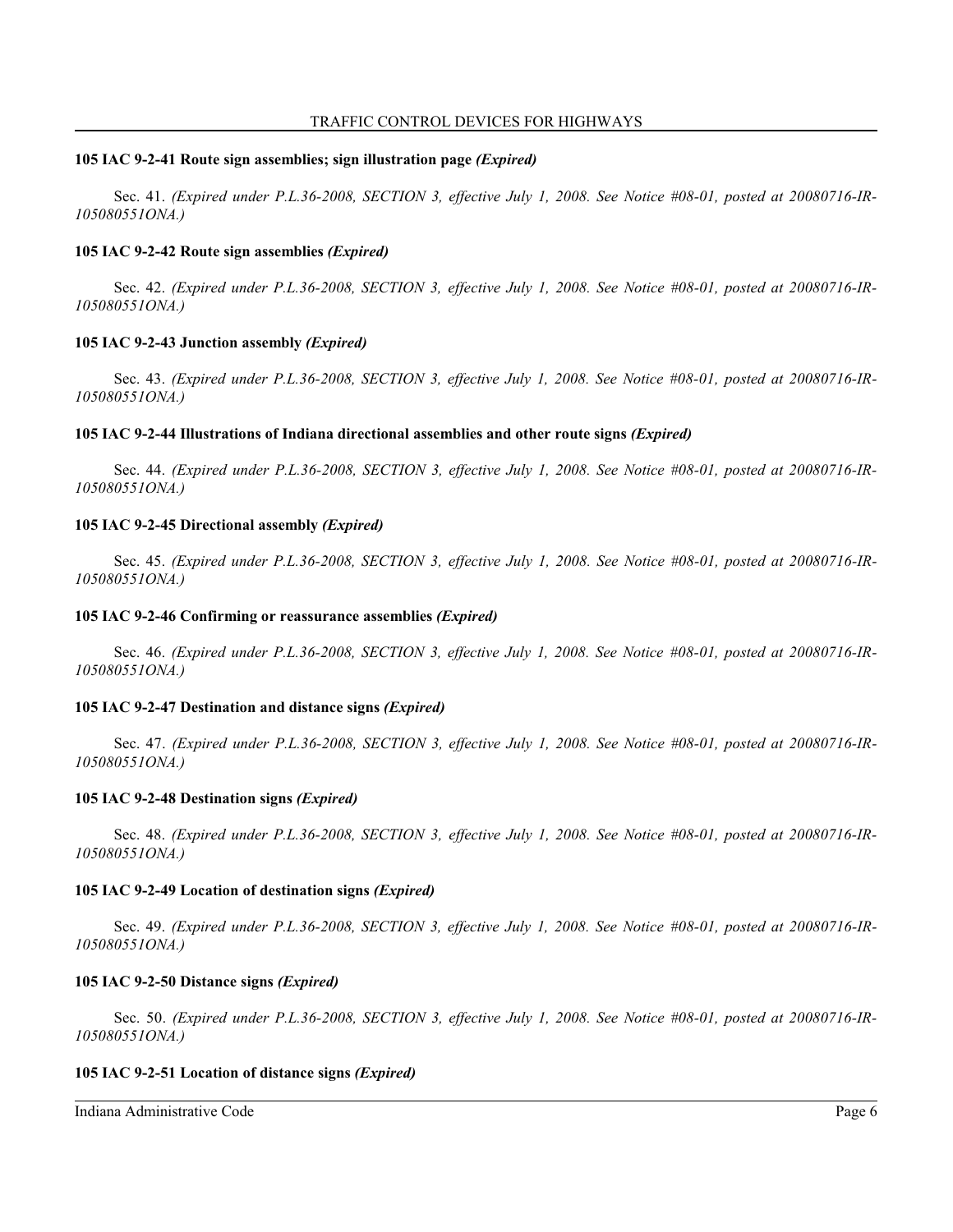**105 IAC 9-2-41 Route sign assemblies; sign illustration page *(Expired)***

Sec. 41. *(Expired under P.L.36-2008, SECTION 3, effective July 1, 2008. See Notice #08-01, posted at 20080716-IR-105080551ONA.)*

**105 IAC 9-2-42 Route sign assemblies *(Expired)***

Sec. 42. *(Expired under P.L.36-2008, SECTION 3, effective July 1, 2008. See Notice #08-01, posted at 20080716-IR-105080551ONA.)*

**105 IAC 9-2-43 Junction assembly *(Expired)***

Sec. 43. *(Expired under P.L.36-2008, SECTION 3, effective July 1, 2008. See Notice #08-01, posted at 20080716-IR-105080551ONA.)*

**105 IAC 9-2-44 Illustrations of Indiana directional assemblies and other route signs *(Expired)***

Sec. 44. *(Expired under P.L.36-2008, SECTION 3, effective July 1, 2008. See Notice #08-01, posted at 20080716-IR-105080551ONA.)*

**105 IAC 9-2-45 Directional assembly *(Expired)***

Sec. 45. *(Expired under P.L.36-2008, SECTION 3, effective July 1, 2008. See Notice #08-01, posted at 20080716-IR-105080551ONA.)*

**105 IAC 9-2-46 Confirming or reassurance assemblies *(Expired)***

Sec. 46. *(Expired under P.L.36-2008, SECTION 3, effective July 1, 2008. See Notice #08-01, posted at 20080716-IR-105080551ONA.)*

**105 IAC 9-2-47 Destination and distance signs *(Expired)***

Sec. 47. *(Expired under P.L.36-2008, SECTION 3, effective July 1, 2008. See Notice #08-01, posted at 20080716-IR-105080551ONA.)*

**105 IAC 9-2-48 Destination signs *(Expired)***

Sec. 48. *(Expired under P.L.36-2008, SECTION 3, effective July 1, 2008. See Notice #08-01, posted at 20080716-IR-105080551ONA.)*

**105 IAC 9-2-49 Location of destination signs *(Expired)***

Sec. 49. *(Expired under P.L.36-2008, SECTION 3, effective July 1, 2008. See Notice #08-01, posted at 20080716-IR-105080551ONA.)*

**105 IAC 9-2-50 Distance signs *(Expired)***

Sec. 50. *(Expired under P.L.36-2008, SECTION 3, effective July 1, 2008. See Notice #08-01, posted at 20080716-IR-105080551ONA.)*

**105 IAC 9-2-51 Location of distance signs *(Expired)***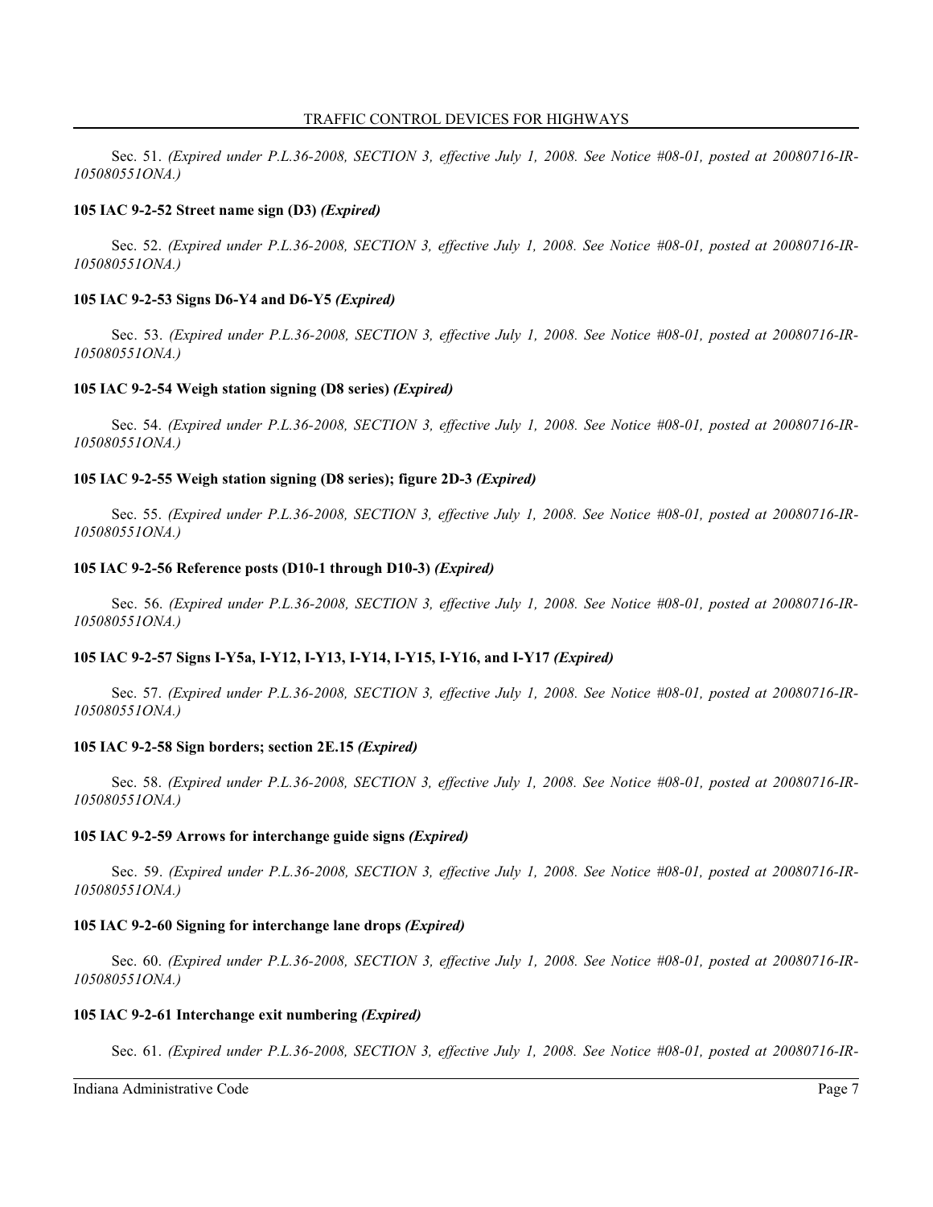Sec. 51. *(Expired under P.L.36-2008, SECTION 3, effective July 1, 2008. See Notice #08-01, posted at 20080716-IR-105080551ONA.)*

**105 IAC 9-2-52 Street name sign (D3)** ***(Expired)***

Sec. 52. *(Expired under P.L.36-2008, SECTION 3, effective July 1, 2008. See Notice #08-01, posted at 20080716-IR-105080551ONA.)*

**105 IAC 9-2-53 Signs D6-Y4 and D6-Y5** ***(Expired)***

Sec. 53. *(Expired under P.L.36-2008, SECTION 3, effective July 1, 2008. See Notice #08-01, posted at 20080716-IR-105080551ONA.)*

**105 IAC 9-2-54 Weigh station signing (D8 series)** ***(Expired)***

Sec. 54. *(Expired under P.L.36-2008, SECTION 3, effective July 1, 2008. See Notice #08-01, posted at 20080716-IR-105080551ONA.)*

**105 IAC 9-2-55 Weigh station signing (D8 series); figure 2D-3** ***(Expired)***

Sec. 55. *(Expired under P.L.36-2008, SECTION 3, effective July 1, 2008. See Notice #08-01, posted at 20080716-IR-105080551ONA.)*

**105 IAC 9-2-56 Reference posts (D10-1 through D10-3)** ***(Expired)***

Sec. 56. *(Expired under P.L.36-2008, SECTION 3, effective July 1, 2008. See Notice #08-01, posted at 20080716-IR-105080551ONA.)*

**105 IAC 9-2-57 Signs I-Y5a, I-Y12, I-Y13, I-Y14, I-Y15, I-Y16, and I-Y17** ***(Expired)***

Sec. 57. *(Expired under P.L.36-2008, SECTION 3, effective July 1, 2008. See Notice #08-01, posted at 20080716-IR-105080551ONA.)*

**105 IAC 9-2-58 Sign borders; section 2E.15** ***(Expired)***

Sec. 58. *(Expired under P.L.36-2008, SECTION 3, effective July 1, 2008. See Notice #08-01, posted at 20080716-IR-105080551ONA.)*

**105 IAC 9-2-59 Arrows for interchange guide signs** ***(Expired)***

Sec. 59. *(Expired under P.L.36-2008, SECTION 3, effective July 1, 2008. See Notice #08-01, posted at 20080716-IR-105080551ONA.)*

**105 IAC 9-2-60 Signing for interchange lane drops** ***(Expired)***

Sec. 60. *(Expired under P.L.36-2008, SECTION 3, effective July 1, 2008. See Notice #08-01, posted at 20080716-IR-105080551ONA.)*

**105 IAC 9-2-61 Interchange exit numbering** ***(Expired)***

Sec. 61. *(Expired under P.L.36-2008, SECTION 3, effective July 1, 2008. See Notice #08-01, posted at 20080716-IR-*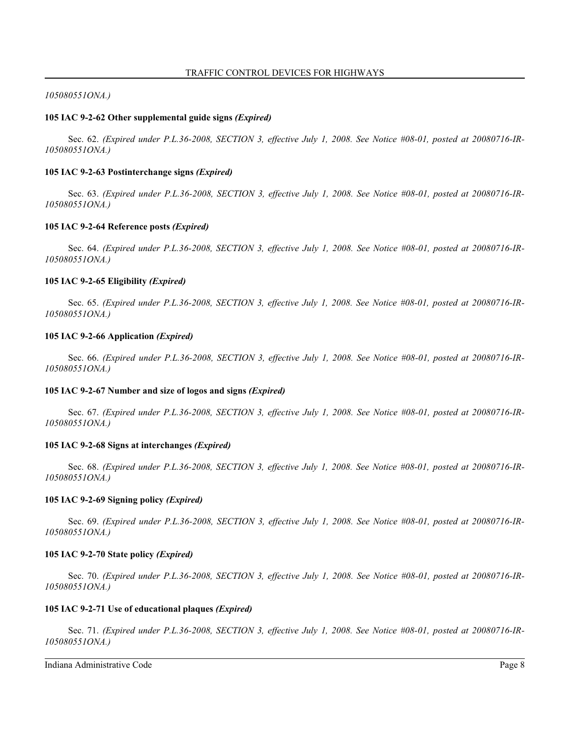*105080551ONA.)*

**105 IAC 9-2-62 Other supplemental guide signs *(Expired)***

Sec. 62. *(Expired under P.L.36-2008, SECTION 3, effective July 1, 2008. See Notice #08-01, posted at 20080716-IR-105080551ONA.)*

**105 IAC 9-2-63 Postinterchange signs *(Expired)***

Sec. 63. *(Expired under P.L.36-2008, SECTION 3, effective July 1, 2008. See Notice #08-01, posted at 20080716-IR-105080551ONA.)*

**105 IAC 9-2-64 Reference posts *(Expired)***

Sec. 64. *(Expired under P.L.36-2008, SECTION 3, effective July 1, 2008. See Notice #08-01, posted at 20080716-IR-105080551ONA.)*

**105 IAC 9-2-65 Eligibility *(Expired)***

Sec. 65. *(Expired under P.L.36-2008, SECTION 3, effective July 1, 2008. See Notice #08-01, posted at 20080716-IR-105080551ONA.)*

**105 IAC 9-2-66 Application *(Expired)***

Sec. 66. *(Expired under P.L.36-2008, SECTION 3, effective July 1, 2008. See Notice #08-01, posted at 20080716-IR-105080551ONA.)*

**105 IAC 9-2-67 Number and size of logos and signs *(Expired)***

Sec. 67. *(Expired under P.L.36-2008, SECTION 3, effective July 1, 2008. See Notice #08-01, posted at 20080716-IR-105080551ONA.)*

**105 IAC 9-2-68 Signs at interchanges *(Expired)***

Sec. 68. *(Expired under P.L.36-2008, SECTION 3, effective July 1, 2008. See Notice #08-01, posted at 20080716-IR-105080551ONA.)*

**105 IAC 9-2-69 Signing policy *(Expired)***

Sec. 69. *(Expired under P.L.36-2008, SECTION 3, effective July 1, 2008. See Notice #08-01, posted at 20080716-IR-105080551ONA.)*

**105 IAC 9-2-70 State policy *(Expired)***

Sec. 70. *(Expired under P.L.36-2008, SECTION 3, effective July 1, 2008. See Notice #08-01, posted at 20080716-IR-105080551ONA.)*

**105 IAC 9-2-71 Use of educational plaques *(Expired)***

Sec. 71. *(Expired under P.L.36-2008, SECTION 3, effective July 1, 2008. See Notice #08-01, posted at 20080716-IR-105080551ONA.)*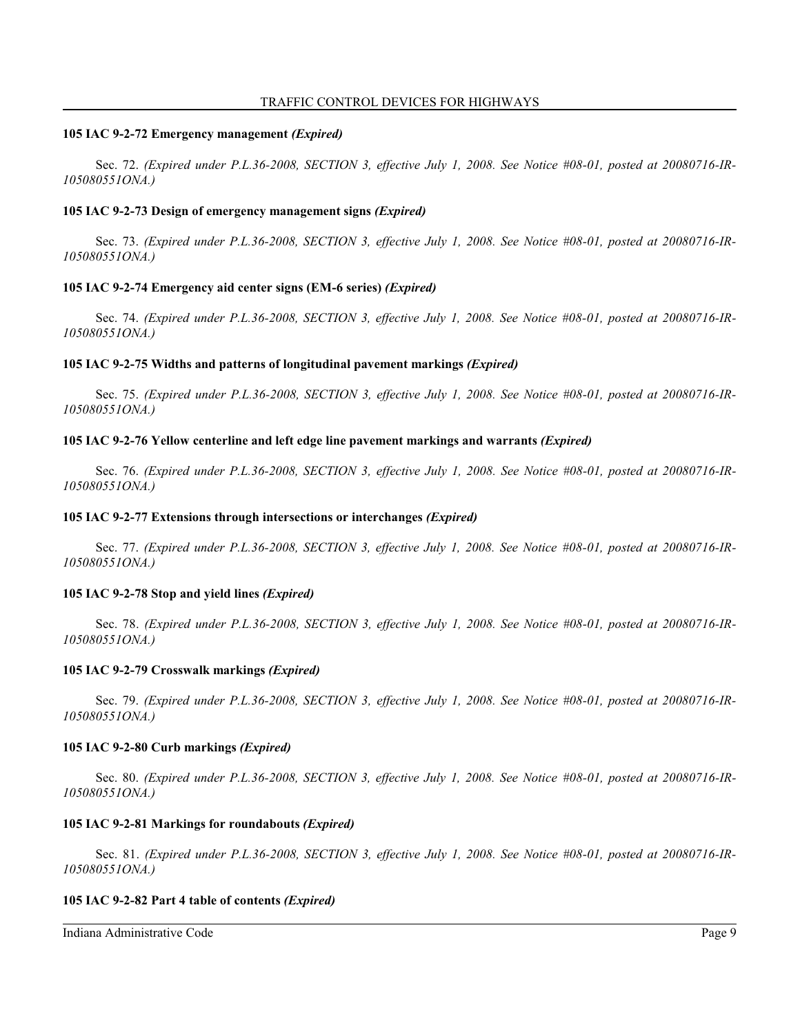**105 IAC 9-2-72 Emergency management *(Expired)***

Sec. 72. *(Expired under P.L.36-2008, SECTION 3, effective July 1, 2008. See Notice #08-01, posted at 20080716-IR-105080551ONA.)*

**105 IAC 9-2-73 Design of emergency management signs *(Expired)***

Sec. 73. *(Expired under P.L.36-2008, SECTION 3, effective July 1, 2008. See Notice #08-01, posted at 20080716-IR-105080551ONA.)*

**105 IAC 9-2-74 Emergency aid center signs (EM-6 series) *(Expired)***

Sec. 74. *(Expired under P.L.36-2008, SECTION 3, effective July 1, 2008. See Notice #08-01, posted at 20080716-IR-105080551ONA.)*

**105 IAC 9-2-75 Widths and patterns of longitudinal pavement markings *(Expired)***

Sec. 75. *(Expired under P.L.36-2008, SECTION 3, effective July 1, 2008. See Notice #08-01, posted at 20080716-IR-105080551ONA.)*

**105 IAC 9-2-76 Yellow centerline and left edge line pavement markings and warrants *(Expired)***

Sec. 76. *(Expired under P.L.36-2008, SECTION 3, effective July 1, 2008. See Notice #08-01, posted at 20080716-IR-105080551ONA.)*

**105 IAC 9-2-77 Extensions through intersections or interchanges *(Expired)***

Sec. 77. *(Expired under P.L.36-2008, SECTION 3, effective July 1, 2008. See Notice #08-01, posted at 20080716-IR-105080551ONA.)*

**105 IAC 9-2-78 Stop and yield lines *(Expired)***

Sec. 78. *(Expired under P.L.36-2008, SECTION 3, effective July 1, 2008. See Notice #08-01, posted at 20080716-IR-105080551ONA.)*

**105 IAC 9-2-79 Crosswalk markings *(Expired)***

Sec. 79. *(Expired under P.L.36-2008, SECTION 3, effective July 1, 2008. See Notice #08-01, posted at 20080716-IR-105080551ONA.)*

**105 IAC 9-2-80 Curb markings *(Expired)***

Sec. 80. *(Expired under P.L.36-2008, SECTION 3, effective July 1, 2008. See Notice #08-01, posted at 20080716-IR-105080551ONA.)*

**105 IAC 9-2-81 Markings for roundabouts *(Expired)***

Sec. 81. *(Expired under P.L.36-2008, SECTION 3, effective July 1, 2008. See Notice #08-01, posted at 20080716-IR-105080551ONA.)*

**105 IAC 9-2-82 Part 4 table of contents *(Expired)***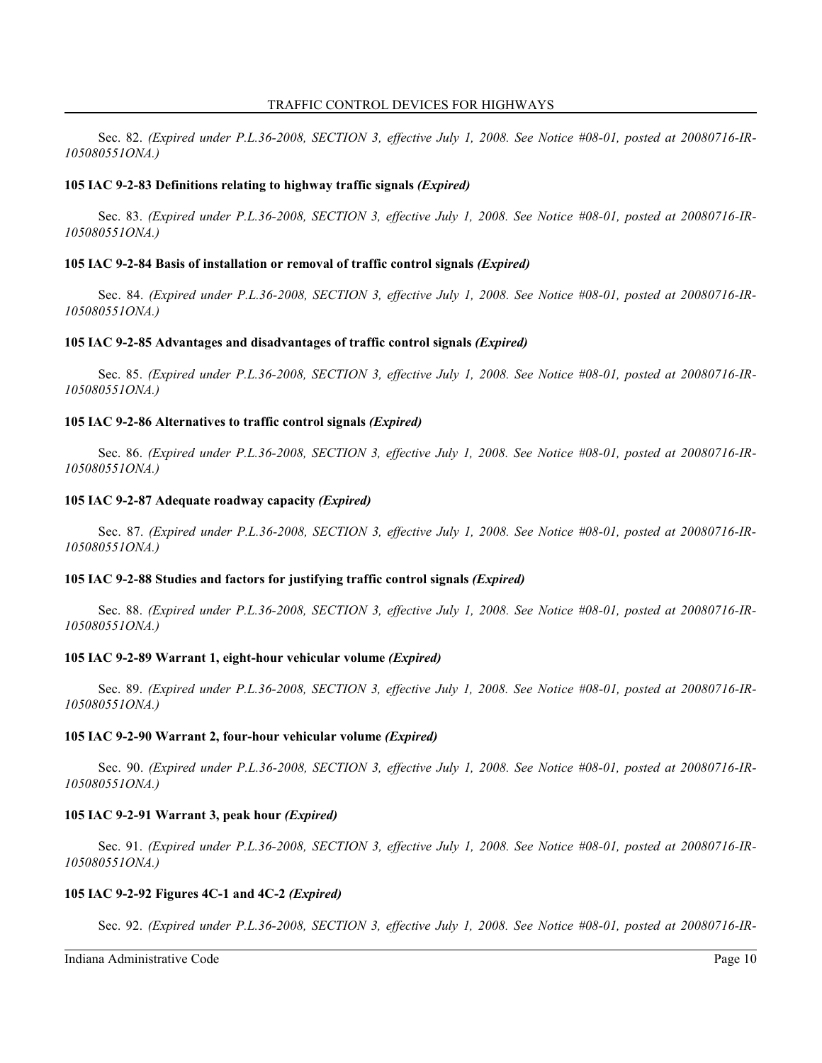Sec. 82. *(Expired under P.L.36-2008, SECTION 3, effective July 1, 2008. See Notice #08-01, posted at 20080716-IR-105080551ONA.)*

**105 IAC 9-2-83 Definitions relating to highway traffic signals *(Expired)***

Sec. 83. *(Expired under P.L.36-2008, SECTION 3, effective July 1, 2008. See Notice #08-01, posted at 20080716-IR-105080551ONA.)*

**105 IAC 9-2-84 Basis of installation or removal of traffic control signals *(Expired)***

Sec. 84. *(Expired under P.L.36-2008, SECTION 3, effective July 1, 2008. See Notice #08-01, posted at 20080716-IR-105080551ONA.)*

**105 IAC 9-2-85 Advantages and disadvantages of traffic control signals *(Expired)***

Sec. 85. *(Expired under P.L.36-2008, SECTION 3, effective July 1, 2008. See Notice #08-01, posted at 20080716-IR-105080551ONA.)*

**105 IAC 9-2-86 Alternatives to traffic control signals *(Expired)***

Sec. 86. *(Expired under P.L.36-2008, SECTION 3, effective July 1, 2008. See Notice #08-01, posted at 20080716-IR-105080551ONA.)*

**105 IAC 9-2-87 Adequate roadway capacity *(Expired)***

Sec. 87. *(Expired under P.L.36-2008, SECTION 3, effective July 1, 2008. See Notice #08-01, posted at 20080716-IR-105080551ONA.)*

**105 IAC 9-2-88 Studies and factors for justifying traffic control signals *(Expired)***

Sec. 88. *(Expired under P.L.36-2008, SECTION 3, effective July 1, 2008. See Notice #08-01, posted at 20080716-IR-105080551ONA.)*

**105 IAC 9-2-89 Warrant 1, eight-hour vehicular volume *(Expired)***

Sec. 89. *(Expired under P.L.36-2008, SECTION 3, effective July 1, 2008. See Notice #08-01, posted at 20080716-IR-105080551ONA.)*

**105 IAC 9-2-90 Warrant 2, four-hour vehicular volume *(Expired)***

Sec. 90. *(Expired under P.L.36-2008, SECTION 3, effective July 1, 2008. See Notice #08-01, posted at 20080716-IR-105080551ONA.)*

**105 IAC 9-2-91 Warrant 3, peak hour *(Expired)***

Sec. 91. *(Expired under P.L.36-2008, SECTION 3, effective July 1, 2008. See Notice #08-01, posted at 20080716-IR-105080551ONA.)*

**105 IAC 9-2-92 Figures 4C-1 and 4C-2 *(Expired)***

Sec. 92. *(Expired under P.L.36-2008, SECTION 3, effective July 1, 2008. See Notice #08-01, posted at 20080716-IR-*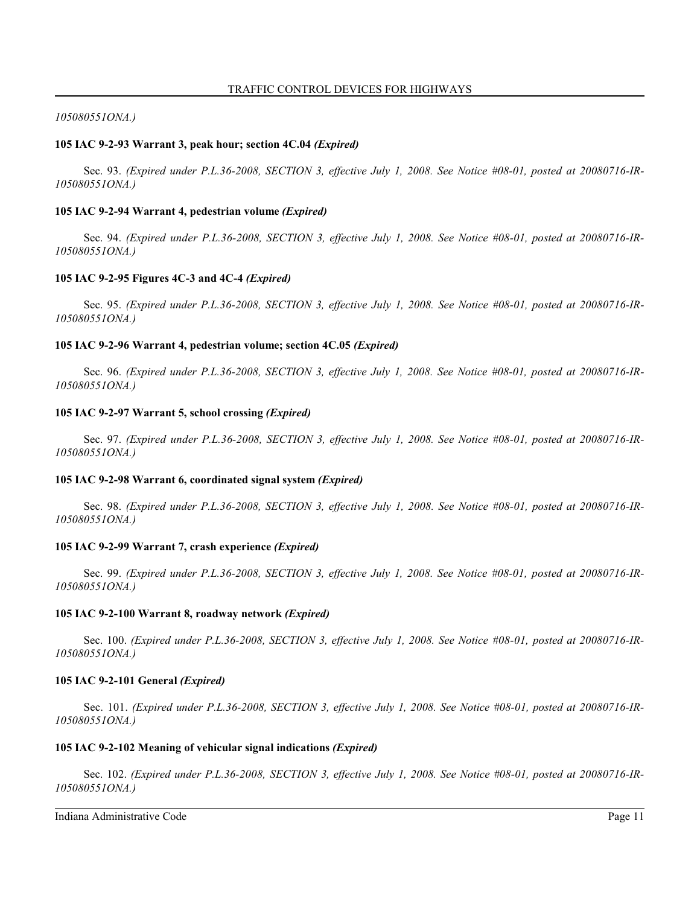*105080551ONA.)*

**105 IAC 9-2-93 Warrant 3, peak hour; section 4C.04** ***(Expired)***

Sec. 93. *(Expired under P.L.36-2008, SECTION 3, effective July 1, 2008. See Notice #08-01, posted at 20080716-IR-105080551ONA.)*

**105 IAC 9-2-94 Warrant 4, pedestrian volume** ***(Expired)***

Sec. 94. *(Expired under P.L.36-2008, SECTION 3, effective July 1, 2008. See Notice #08-01, posted at 20080716-IR-105080551ONA.)*

**105 IAC 9-2-95 Figures 4C-3 and 4C-4** ***(Expired)***

Sec. 95. *(Expired under P.L.36-2008, SECTION 3, effective July 1, 2008. See Notice #08-01, posted at 20080716-IR-105080551ONA.)*

**105 IAC 9-2-96 Warrant 4, pedestrian volume; section 4C.05** ***(Expired)***

Sec. 96. *(Expired under P.L.36-2008, SECTION 3, effective July 1, 2008. See Notice #08-01, posted at 20080716-IR-105080551ONA.)*

**105 IAC 9-2-97 Warrant 5, school crossing** ***(Expired)***

Sec. 97. *(Expired under P.L.36-2008, SECTION 3, effective July 1, 2008. See Notice #08-01, posted at 20080716-IR-105080551ONA.)*

**105 IAC 9-2-98 Warrant 6, coordinated signal system** ***(Expired)***

Sec. 98. *(Expired under P.L.36-2008, SECTION 3, effective July 1, 2008. See Notice #08-01, posted at 20080716-IR-105080551ONA.)*

**105 IAC 9-2-99 Warrant 7, crash experience** ***(Expired)***

Sec. 99. *(Expired under P.L.36-2008, SECTION 3, effective July 1, 2008. See Notice #08-01, posted at 20080716-IR-105080551ONA.)*

**105 IAC 9-2-100 Warrant 8, roadway network** ***(Expired)***

Sec. 100. *(Expired under P.L.36-2008, SECTION 3, effective July 1, 2008. See Notice #08-01, posted at 20080716-IR-105080551ONA.)*

**105 IAC 9-2-101 General** ***(Expired)***

Sec. 101. *(Expired under P.L.36-2008, SECTION 3, effective July 1, 2008. See Notice #08-01, posted at 20080716-IR-105080551ONA.)*

**105 IAC 9-2-102 Meaning of vehicular signal indications** ***(Expired)***

Sec. 102. *(Expired under P.L.36-2008, SECTION 3, effective July 1, 2008. See Notice #08-01, posted at 20080716-IR-105080551ONA.)*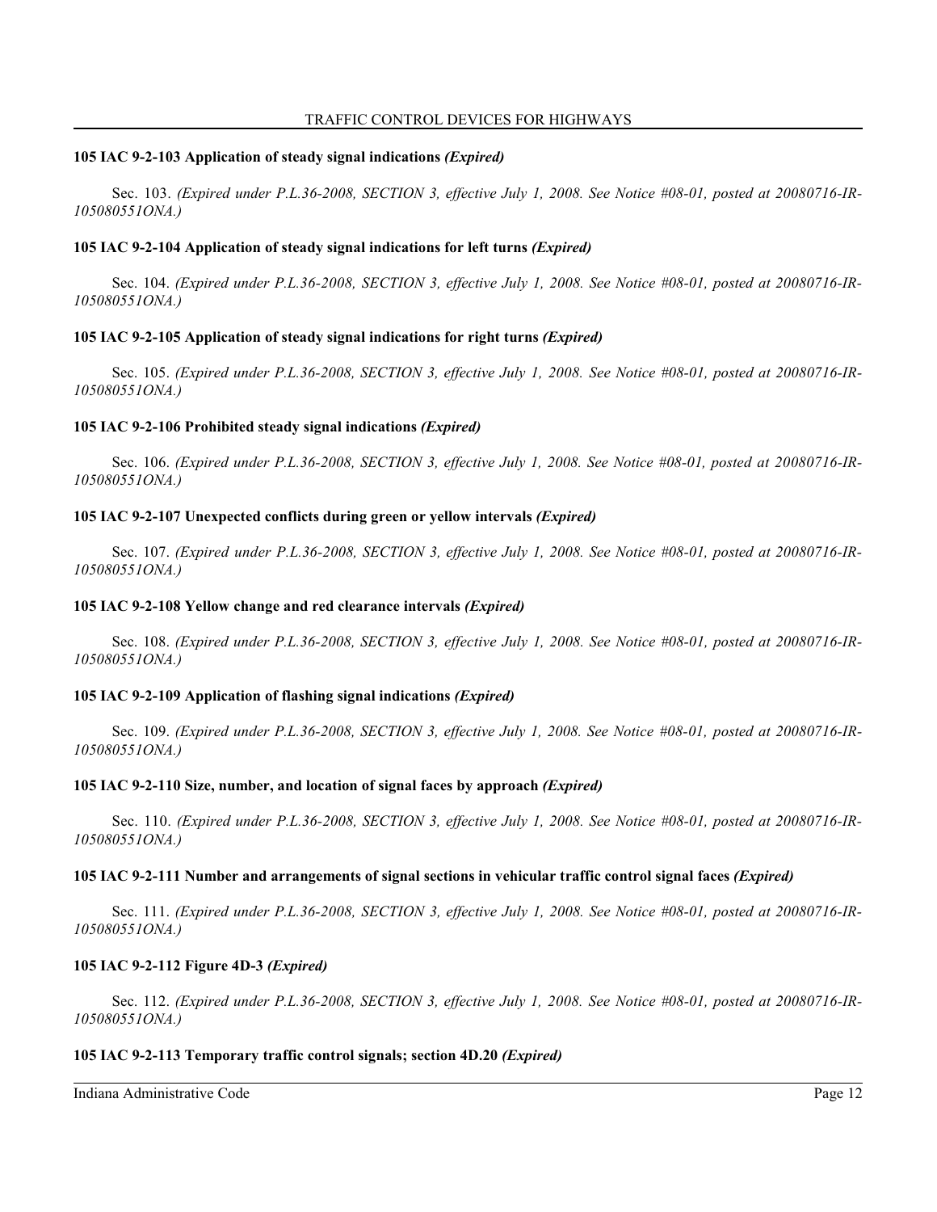### 105 IAC 9-2-103 Application of steady signal indications *(Expired)*

Sec. 103. *(Expired under P.L.36-2008, SECTION 3, effective July 1, 2008. See Notice #08-01, posted at 20080716-IR-105080551ONA.)*

### 105 IAC 9-2-104 Application of steady signal indications for left turns *(Expired)*

Sec. 104. *(Expired under P.L.36-2008, SECTION 3, effective July 1, 2008. See Notice #08-01, posted at 20080716-IR-105080551ONA.)*

### 105 IAC 9-2-105 Application of steady signal indications for right turns *(Expired)*

Sec. 105. *(Expired under P.L.36-2008, SECTION 3, effective July 1, 2008. See Notice #08-01, posted at 20080716-IR-105080551ONA.)*

### 105 IAC 9-2-106 Prohibited steady signal indications *(Expired)*

Sec. 106. *(Expired under P.L.36-2008, SECTION 3, effective July 1, 2008. See Notice #08-01, posted at 20080716-IR-105080551ONA.)*

### 105 IAC 9-2-107 Unexpected conflicts during green or yellow intervals *(Expired)*

Sec. 107. *(Expired under P.L.36-2008, SECTION 3, effective July 1, 2008. See Notice #08-01, posted at 20080716-IR-105080551ONA.)*

### 105 IAC 9-2-108 Yellow change and red clearance intervals *(Expired)*

Sec. 108. *(Expired under P.L.36-2008, SECTION 3, effective July 1, 2008. See Notice #08-01, posted at 20080716-IR-105080551ONA.)*

### 105 IAC 9-2-109 Application of flashing signal indications *(Expired)*

Sec. 109. *(Expired under P.L.36-2008, SECTION 3, effective July 1, 2008. See Notice #08-01, posted at 20080716-IR-105080551ONA.)*

### 105 IAC 9-2-110 Size, number, and location of signal faces by approach *(Expired)*

Sec. 110. *(Expired under P.L.36-2008, SECTION 3, effective July 1, 2008. See Notice #08-01, posted at 20080716-IR-105080551ONA.)*

### 105 IAC 9-2-111 Number and arrangements of signal sections in vehicular traffic control signal faces *(Expired)*

Sec. 111. *(Expired under P.L.36-2008, SECTION 3, effective July 1, 2008. See Notice #08-01, posted at 20080716-IR-105080551ONA.)*

### 105 IAC 9-2-112 Figure 4D-3 *(Expired)*

Sec. 112. *(Expired under P.L.36-2008, SECTION 3, effective July 1, 2008. See Notice #08-01, posted at 20080716-IR-105080551ONA.)*

### 105 IAC 9-2-113 Temporary traffic control signals; section 4D.20 *(Expired)*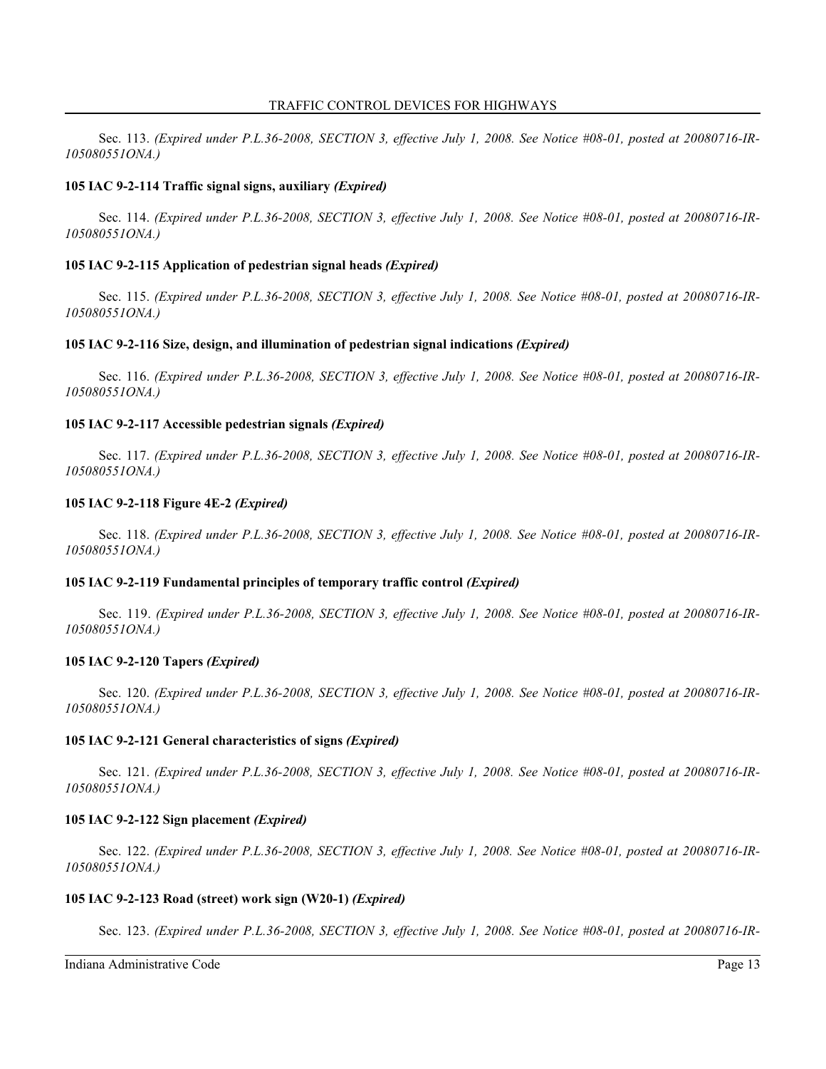Sec. 113. *(Expired under P.L.36-2008, SECTION 3, effective July 1, 2008. See Notice #08-01, posted at 20080716-IR-105080551ONA.)*

**105 IAC 9-2-114 Traffic signal signs, auxiliary *(Expired)***

Sec. 114. *(Expired under P.L.36-2008, SECTION 3, effective July 1, 2008. See Notice #08-01, posted at 20080716-IR-105080551ONA.)*

**105 IAC 9-2-115 Application of pedestrian signal heads *(Expired)***

Sec. 115. *(Expired under P.L.36-2008, SECTION 3, effective July 1, 2008. See Notice #08-01, posted at 20080716-IR-105080551ONA.)*

**105 IAC 9-2-116 Size, design, and illumination of pedestrian signal indications *(Expired)***

Sec. 116. *(Expired under P.L.36-2008, SECTION 3, effective July 1, 2008. See Notice #08-01, posted at 20080716-IR-105080551ONA.)*

**105 IAC 9-2-117 Accessible pedestrian signals *(Expired)***

Sec. 117. *(Expired under P.L.36-2008, SECTION 3, effective July 1, 2008. See Notice #08-01, posted at 20080716-IR-105080551ONA.)*

**105 IAC 9-2-118 Figure 4E-2 *(Expired)***

Sec. 118. *(Expired under P.L.36-2008, SECTION 3, effective July 1, 2008. See Notice #08-01, posted at 20080716-IR-105080551ONA.)*

**105 IAC 9-2-119 Fundamental principles of temporary traffic control *(Expired)***

Sec. 119. *(Expired under P.L.36-2008, SECTION 3, effective July 1, 2008. See Notice #08-01, posted at 20080716-IR-105080551ONA.)*

**105 IAC 9-2-120 Tapers *(Expired)***

Sec. 120. *(Expired under P.L.36-2008, SECTION 3, effective July 1, 2008. See Notice #08-01, posted at 20080716-IR-105080551ONA.)*

**105 IAC 9-2-121 General characteristics of signs *(Expired)***

Sec. 121. *(Expired under P.L.36-2008, SECTION 3, effective July 1, 2008. See Notice #08-01, posted at 20080716-IR-105080551ONA.)*

**105 IAC 9-2-122 Sign placement *(Expired)***

Sec. 122. *(Expired under P.L.36-2008, SECTION 3, effective July 1, 2008. See Notice #08-01, posted at 20080716-IR-105080551ONA.)*

**105 IAC 9-2-123 Road (street) work sign (W20-1) *(Expired)***

Sec. 123. *(Expired under P.L.36-2008, SECTION 3, effective July 1, 2008. See Notice #08-01, posted at 20080716-IR-*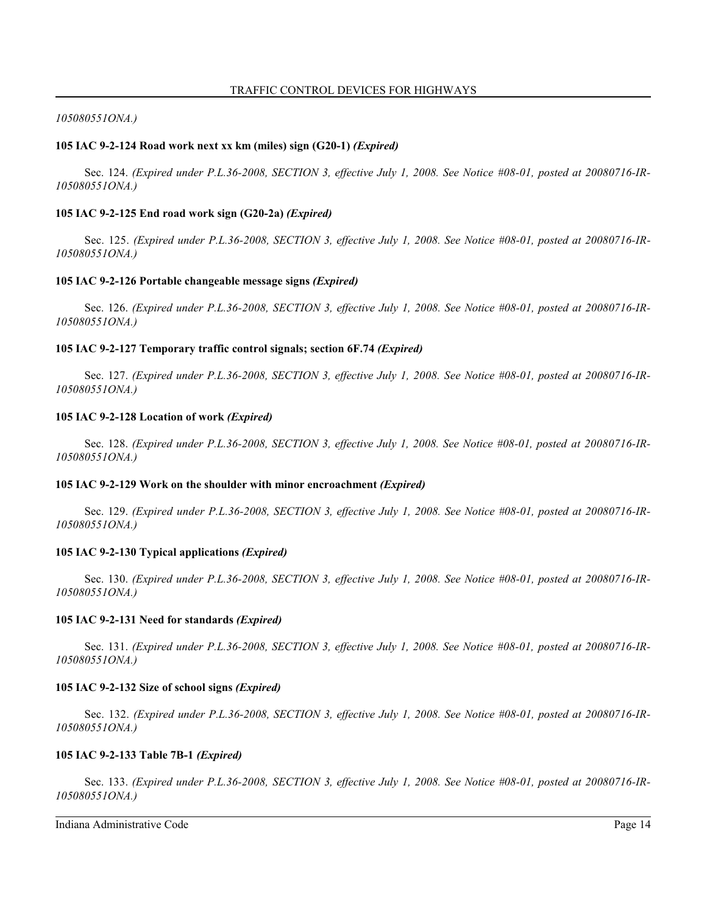*105080551ONA.)*

**105 IAC 9-2-124 Road work next xx km (miles) sign (G20-1)** ***(Expired)***

Sec. 124. *(Expired under P.L.36-2008, SECTION 3, effective July 1, 2008. See Notice #08-01, posted at 20080716-IR-105080551ONA.)*

**105 IAC 9-2-125 End road work sign (G20-2a)** ***(Expired)***

Sec. 125. *(Expired under P.L.36-2008, SECTION 3, effective July 1, 2008. See Notice #08-01, posted at 20080716-IR-105080551ONA.)*

**105 IAC 9-2-126 Portable changeable message signs** ***(Expired)***

Sec. 126. *(Expired under P.L.36-2008, SECTION 3, effective July 1, 2008. See Notice #08-01, posted at 20080716-IR-105080551ONA.)*

**105 IAC 9-2-127 Temporary traffic control signals; section 6F.74** ***(Expired)***

Sec. 127. *(Expired under P.L.36-2008, SECTION 3, effective July 1, 2008. See Notice #08-01, posted at 20080716-IR-105080551ONA.)*

**105 IAC 9-2-128 Location of work** ***(Expired)***

Sec. 128. *(Expired under P.L.36-2008, SECTION 3, effective July 1, 2008. See Notice #08-01, posted at 20080716-IR-105080551ONA.)*

**105 IAC 9-2-129 Work on the shoulder with minor encroachment** ***(Expired)***

Sec. 129. *(Expired under P.L.36-2008, SECTION 3, effective July 1, 2008. See Notice #08-01, posted at 20080716-IR-105080551ONA.)*

**105 IAC 9-2-130 Typical applications** ***(Expired)***

Sec. 130. *(Expired under P.L.36-2008, SECTION 3, effective July 1, 2008. See Notice #08-01, posted at 20080716-IR-105080551ONA.)*

**105 IAC 9-2-131 Need for standards** ***(Expired)***

Sec. 131. *(Expired under P.L.36-2008, SECTION 3, effective July 1, 2008. See Notice #08-01, posted at 20080716-IR-105080551ONA.)*

**105 IAC 9-2-132 Size of school signs** ***(Expired)***

Sec. 132. *(Expired under P.L.36-2008, SECTION 3, effective July 1, 2008. See Notice #08-01, posted at 20080716-IR-105080551ONA.)*

**105 IAC 9-2-133 Table 7B-1** ***(Expired)***

Sec. 133. *(Expired under P.L.36-2008, SECTION 3, effective July 1, 2008. See Notice #08-01, posted at 20080716-IR-105080551ONA.)*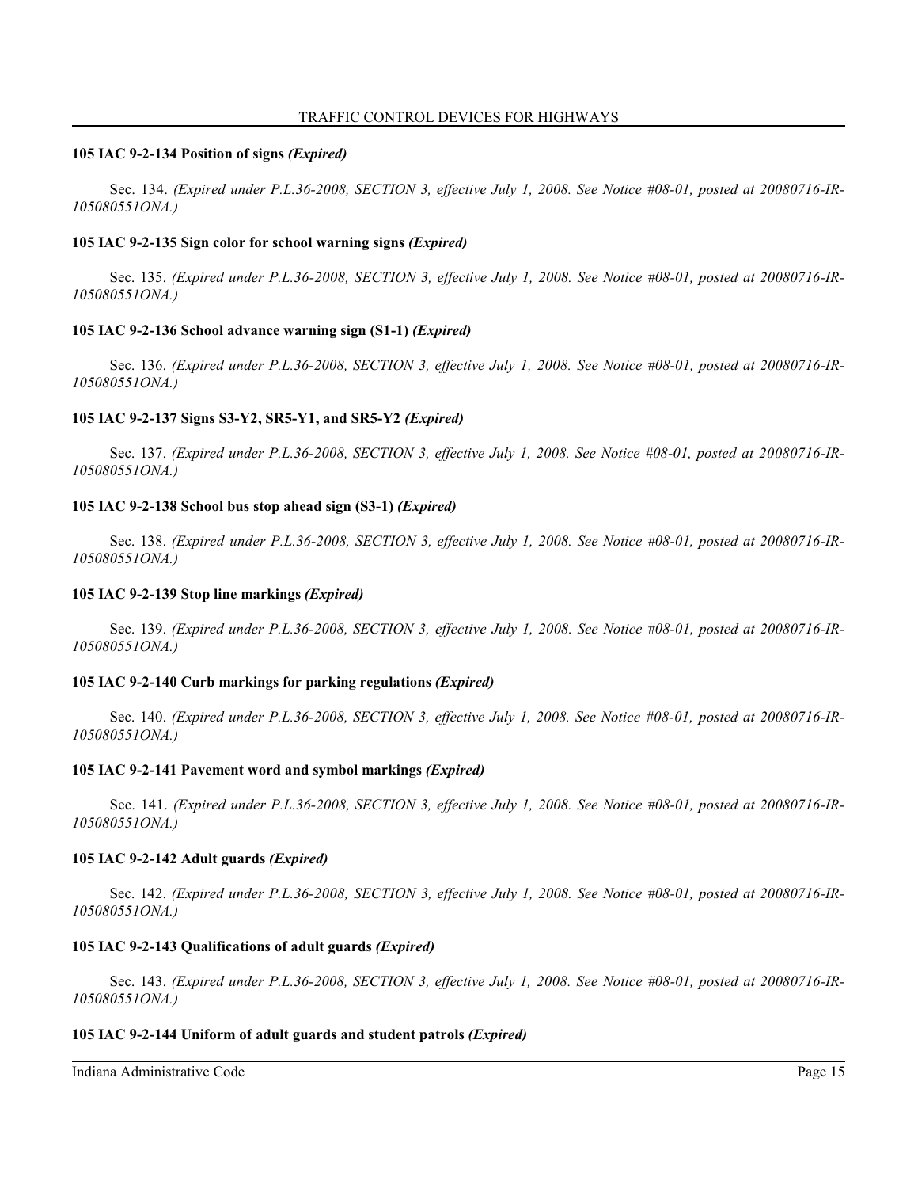**105 IAC 9-2-134 Position of signs** ***(Expired)***

Sec. 134. *(Expired under P.L.36-2008, SECTION 3, effective July 1, 2008. See Notice #08-01, posted at 20080716-IR-105080551ONA.)*

**105 IAC 9-2-135 Sign color for school warning signs** ***(Expired)***

Sec. 135. *(Expired under P.L.36-2008, SECTION 3, effective July 1, 2008. See Notice #08-01, posted at 20080716-IR-105080551ONA.)*

**105 IAC 9-2-136 School advance warning sign (S1-1)** ***(Expired)***

Sec. 136. *(Expired under P.L.36-2008, SECTION 3, effective July 1, 2008. See Notice #08-01, posted at 20080716-IR-105080551ONA.)*

**105 IAC 9-2-137 Signs S3-Y2, SR5-Y1, and SR5-Y2** ***(Expired)***

Sec. 137. *(Expired under P.L.36-2008, SECTION 3, effective July 1, 2008. See Notice #08-01, posted at 20080716-IR-105080551ONA.)*

**105 IAC 9-2-138 School bus stop ahead sign (S3-1)** ***(Expired)***

Sec. 138. *(Expired under P.L.36-2008, SECTION 3, effective July 1, 2008. See Notice #08-01, posted at 20080716-IR-105080551ONA.)*

**105 IAC 9-2-139 Stop line markings** ***(Expired)***

Sec. 139. *(Expired under P.L.36-2008, SECTION 3, effective July 1, 2008. See Notice #08-01, posted at 20080716-IR-105080551ONA.)*

**105 IAC 9-2-140 Curb markings for parking regulations** ***(Expired)***

Sec. 140. *(Expired under P.L.36-2008, SECTION 3, effective July 1, 2008. See Notice #08-01, posted at 20080716-IR-105080551ONA.)*

**105 IAC 9-2-141 Pavement word and symbol markings** ***(Expired)***

Sec. 141. *(Expired under P.L.36-2008, SECTION 3, effective July 1, 2008. See Notice #08-01, posted at 20080716-IR-105080551ONA.)*

**105 IAC 9-2-142 Adult guards** ***(Expired)***

Sec. 142. *(Expired under P.L.36-2008, SECTION 3, effective July 1, 2008. See Notice #08-01, posted at 20080716-IR-105080551ONA.)*

**105 IAC 9-2-143 Qualifications of adult guards** ***(Expired)***

Sec. 143. *(Expired under P.L.36-2008, SECTION 3, effective July 1, 2008. See Notice #08-01, posted at 20080716-IR-105080551ONA.)*

**105 IAC 9-2-144 Uniform of adult guards and student patrols** ***(Expired)***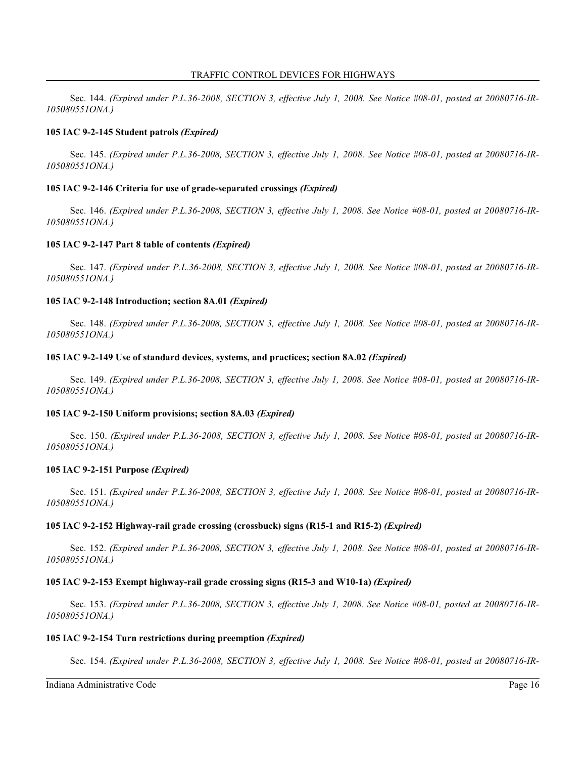Sec. 144. *(Expired under P.L.36-2008, SECTION 3, effective July 1, 2008. See Notice #08-01, posted at 20080716-IR-105080551ONA.)*

**105 IAC 9-2-145 Student patrols** ***(Expired)***

Sec. 145. *(Expired under P.L.36-2008, SECTION 3, effective July 1, 2008. See Notice #08-01, posted at 20080716-IR-105080551ONA.)*

**105 IAC 9-2-146 Criteria for use of grade-separated crossings** ***(Expired)***

Sec. 146. *(Expired under P.L.36-2008, SECTION 3, effective July 1, 2008. See Notice #08-01, posted at 20080716-IR-105080551ONA.)*

**105 IAC 9-2-147 Part 8 table of contents** ***(Expired)***

Sec. 147. *(Expired under P.L.36-2008, SECTION 3, effective July 1, 2008. See Notice #08-01, posted at 20080716-IR-105080551ONA.)*

**105 IAC 9-2-148 Introduction; section 8A.01** ***(Expired)***

Sec. 148. *(Expired under P.L.36-2008, SECTION 3, effective July 1, 2008. See Notice #08-01, posted at 20080716-IR-105080551ONA.)*

**105 IAC 9-2-149 Use of standard devices, systems, and practices; section 8A.02** ***(Expired)***

Sec. 149. *(Expired under P.L.36-2008, SECTION 3, effective July 1, 2008. See Notice #08-01, posted at 20080716-IR-105080551ONA.)*

**105 IAC 9-2-150 Uniform provisions; section 8A.03** ***(Expired)***

Sec. 150. *(Expired under P.L.36-2008, SECTION 3, effective July 1, 2008. See Notice #08-01, posted at 20080716-IR-105080551ONA.)*

**105 IAC 9-2-151 Purpose** ***(Expired)***

Sec. 151. *(Expired under P.L.36-2008, SECTION 3, effective July 1, 2008. See Notice #08-01, posted at 20080716-IR-105080551ONA.)*

**105 IAC 9-2-152 Highway-rail grade crossing (crossbuck) signs (R15-1 and R15-2)** ***(Expired)***

Sec. 152. *(Expired under P.L.36-2008, SECTION 3, effective July 1, 2008. See Notice #08-01, posted at 20080716-IR-105080551ONA.)*

**105 IAC 9-2-153 Exempt highway-rail grade crossing signs (R15-3 and W10-1a)** ***(Expired)***

Sec. 153. *(Expired under P.L.36-2008, SECTION 3, effective July 1, 2008. See Notice #08-01, posted at 20080716-IR-105080551ONA.)*

**105 IAC 9-2-154 Turn restrictions during preemption** ***(Expired)***

Sec. 154. *(Expired under P.L.36-2008, SECTION 3, effective July 1, 2008. See Notice #08-01, posted at 20080716-IR-*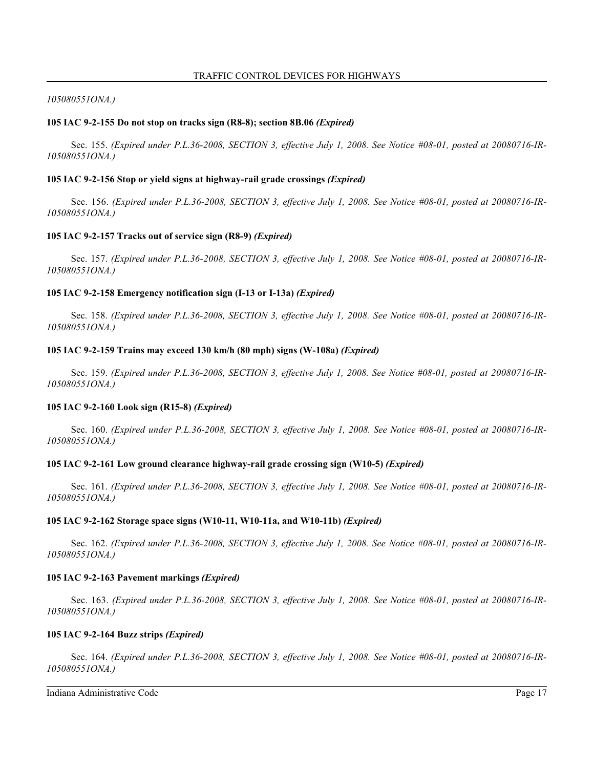*105080551ONA.)*

**105 IAC 9-2-155 Do not stop on tracks sign (R8-8); section 8B.06** ***(Expired)***

Sec. 155. *(Expired under P.L.36-2008, SECTION 3, effective July 1, 2008. See Notice #08-01, posted at 20080716-IR-105080551ONA.)*

**105 IAC 9-2-156 Stop or yield signs at highway-rail grade crossings** ***(Expired)***

Sec. 156. *(Expired under P.L.36-2008, SECTION 3, effective July 1, 2008. See Notice #08-01, posted at 20080716-IR-105080551ONA.)*

**105 IAC 9-2-157 Tracks out of service sign (R8-9)** ***(Expired)***

Sec. 157. *(Expired under P.L.36-2008, SECTION 3, effective July 1, 2008. See Notice #08-01, posted at 20080716-IR-105080551ONA.)*

**105 IAC 9-2-158 Emergency notification sign (I-13 or I-13a)** ***(Expired)***

Sec. 158. *(Expired under P.L.36-2008, SECTION 3, effective July 1, 2008. See Notice #08-01, posted at 20080716-IR-105080551ONA.)*

**105 IAC 9-2-159 Trains may exceed 130 km/h (80 mph) signs (W-108a)** ***(Expired)***

Sec. 159. *(Expired under P.L.36-2008, SECTION 3, effective July 1, 2008. See Notice #08-01, posted at 20080716-IR-105080551ONA.)*

**105 IAC 9-2-160 Look sign (R15-8)** ***(Expired)***

Sec. 160. *(Expired under P.L.36-2008, SECTION 3, effective July 1, 2008. See Notice #08-01, posted at 20080716-IR-105080551ONA.)*

**105 IAC 9-2-161 Low ground clearance highway-rail grade crossing sign (W10-5)** ***(Expired)***

Sec. 161. *(Expired under P.L.36-2008, SECTION 3, effective July 1, 2008. See Notice #08-01, posted at 20080716-IR-105080551ONA.)*

**105 IAC 9-2-162 Storage space signs (W10-11, W10-11a, and W10-11b)** ***(Expired)***

Sec. 162. *(Expired under P.L.36-2008, SECTION 3, effective July 1, 2008. See Notice #08-01, posted at 20080716-IR-105080551ONA.)*

**105 IAC 9-2-163 Pavement markings** ***(Expired)***

Sec. 163. *(Expired under P.L.36-2008, SECTION 3, effective July 1, 2008. See Notice #08-01, posted at 20080716-IR-105080551ONA.)*

**105 IAC 9-2-164 Buzz strips** ***(Expired)***

Sec. 164. *(Expired under P.L.36-2008, SECTION 3, effective July 1, 2008. See Notice #08-01, posted at 20080716-IR-105080551ONA.)*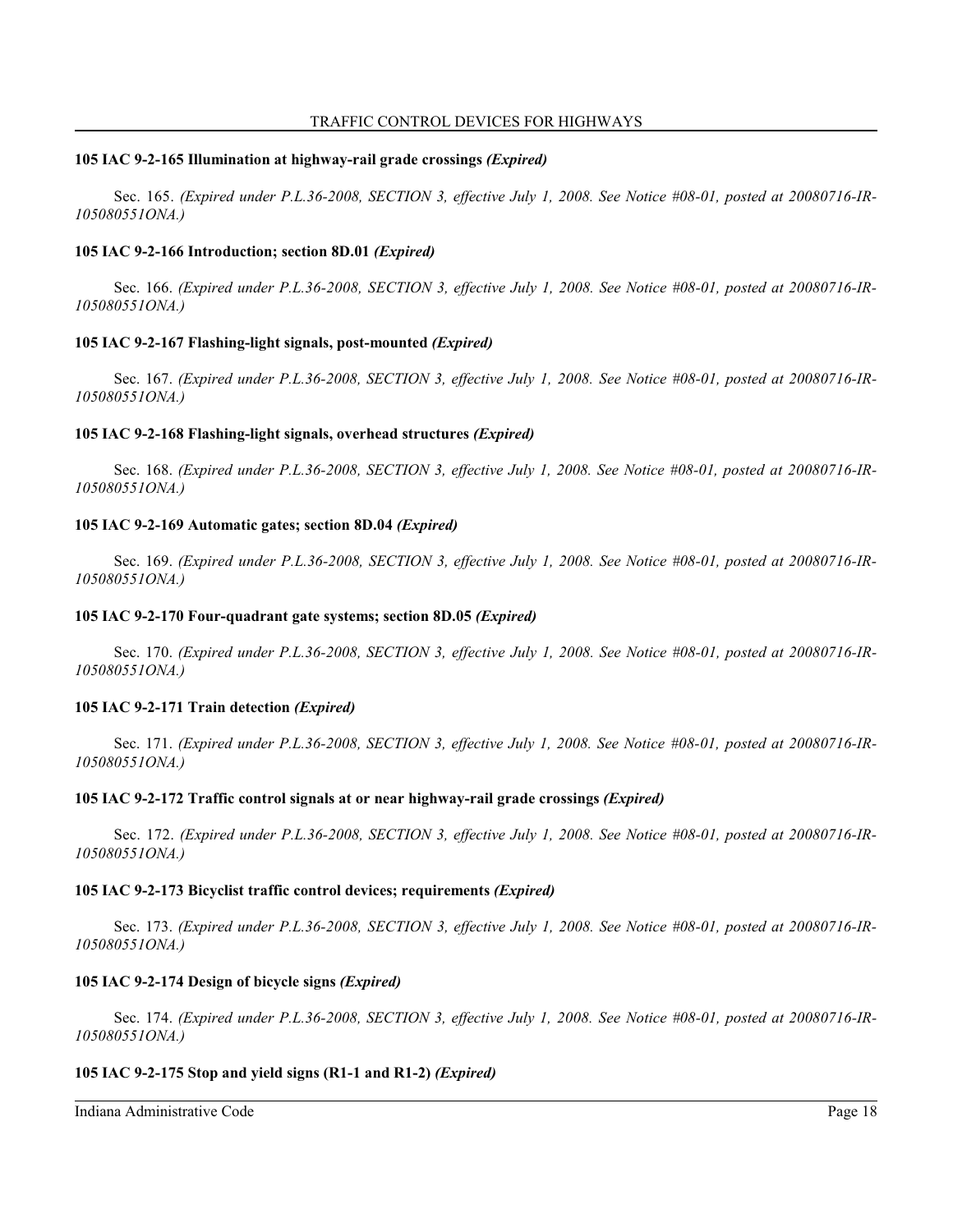**105 IAC 9-2-165 Illumination at highway-rail grade crossings *(Expired)***

Sec. 165. *(Expired under P.L.36-2008, SECTION 3, effective July 1, 2008. See Notice #08-01, posted at 20080716-IR-105080551ONA.)*

**105 IAC 9-2-166 Introduction; section 8D.01 *(Expired)***

Sec. 166. *(Expired under P.L.36-2008, SECTION 3, effective July 1, 2008. See Notice #08-01, posted at 20080716-IR-105080551ONA.)*

**105 IAC 9-2-167 Flashing-light signals, post-mounted *(Expired)***

Sec. 167. *(Expired under P.L.36-2008, SECTION 3, effective July 1, 2008. See Notice #08-01, posted at 20080716-IR-105080551ONA.)*

**105 IAC 9-2-168 Flashing-light signals, overhead structures *(Expired)***

Sec. 168. *(Expired under P.L.36-2008, SECTION 3, effective July 1, 2008. See Notice #08-01, posted at 20080716-IR-105080551ONA.)*

**105 IAC 9-2-169 Automatic gates; section 8D.04 *(Expired)***

Sec. 169. *(Expired under P.L.36-2008, SECTION 3, effective July 1, 2008. See Notice #08-01, posted at 20080716-IR-105080551ONA.)*

**105 IAC 9-2-170 Four-quadrant gate systems; section 8D.05 *(Expired)***

Sec. 170. *(Expired under P.L.36-2008, SECTION 3, effective July 1, 2008. See Notice #08-01, posted at 20080716-IR-105080551ONA.)*

**105 IAC 9-2-171 Train detection *(Expired)***

Sec. 171. *(Expired under P.L.36-2008, SECTION 3, effective July 1, 2008. See Notice #08-01, posted at 20080716-IR-105080551ONA.)*

**105 IAC 9-2-172 Traffic control signals at or near highway-rail grade crossings *(Expired)***

Sec. 172. *(Expired under P.L.36-2008, SECTION 3, effective July 1, 2008. See Notice #08-01, posted at 20080716-IR-105080551ONA.)*

**105 IAC 9-2-173 Bicyclist traffic control devices; requirements *(Expired)***

Sec. 173. *(Expired under P.L.36-2008, SECTION 3, effective July 1, 2008. See Notice #08-01, posted at 20080716-IR-105080551ONA.)*

**105 IAC 9-2-174 Design of bicycle signs *(Expired)***

Sec. 174. *(Expired under P.L.36-2008, SECTION 3, effective July 1, 2008. See Notice #08-01, posted at 20080716-IR-105080551ONA.)*

**105 IAC 9-2-175 Stop and yield signs (R1-1 and R1-2) *(Expired)***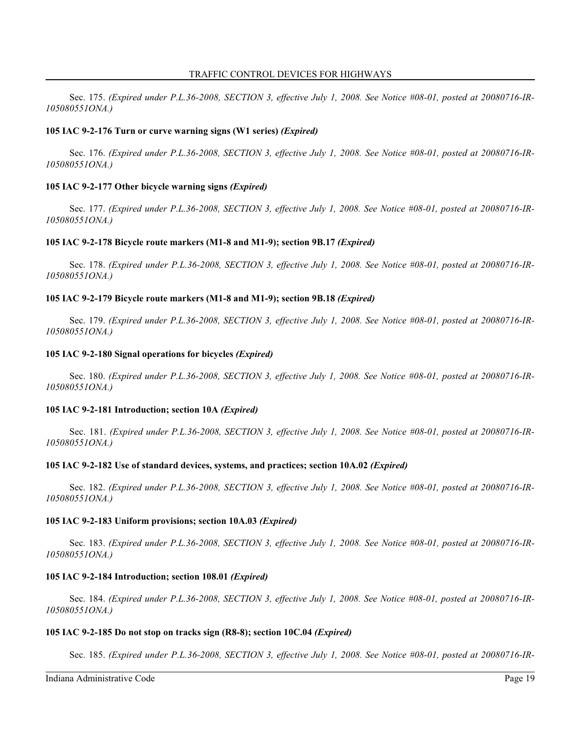Sec. 175. *(Expired under P.L.36-2008, SECTION 3, effective July 1, 2008. See Notice #08-01, posted at 20080716-IR-105080551ONA.)*

**105 IAC 9-2-176 Turn or curve warning signs (W1 series)** ***(Expired)***

Sec. 176. *(Expired under P.L.36-2008, SECTION 3, effective July 1, 2008. See Notice #08-01, posted at 20080716-IR-105080551ONA.)*

**105 IAC 9-2-177 Other bicycle warning signs** ***(Expired)***

Sec. 177. *(Expired under P.L.36-2008, SECTION 3, effective July 1, 2008. See Notice #08-01, posted at 20080716-IR-105080551ONA.)*

**105 IAC 9-2-178 Bicycle route markers (M1-8 and M1-9); section 9B.17** ***(Expired)***

Sec. 178. *(Expired under P.L.36-2008, SECTION 3, effective July 1, 2008. See Notice #08-01, posted at 20080716-IR-105080551ONA.)*

**105 IAC 9-2-179 Bicycle route markers (M1-8 and M1-9); section 9B.18** ***(Expired)***

Sec. 179. *(Expired under P.L.36-2008, SECTION 3, effective July 1, 2008. See Notice #08-01, posted at 20080716-IR-105080551ONA.)*

**105 IAC 9-2-180 Signal operations for bicycles** ***(Expired)***

Sec. 180. *(Expired under P.L.36-2008, SECTION 3, effective July 1, 2008. See Notice #08-01, posted at 20080716-IR-105080551ONA.)*

**105 IAC 9-2-181 Introduction; section 10A** ***(Expired)***

Sec. 181. *(Expired under P.L.36-2008, SECTION 3, effective July 1, 2008. See Notice #08-01, posted at 20080716-IR-105080551ONA.)*

**105 IAC 9-2-182 Use of standard devices, systems, and practices; section 10A.02** ***(Expired)***

Sec. 182. *(Expired under P.L.36-2008, SECTION 3, effective July 1, 2008. See Notice #08-01, posted at 20080716-IR-105080551ONA.)*

**105 IAC 9-2-183 Uniform provisions; section 10A.03** ***(Expired)***

Sec. 183. *(Expired under P.L.36-2008, SECTION 3, effective July 1, 2008. See Notice #08-01, posted at 20080716-IR-105080551ONA.)*

**105 IAC 9-2-184 Introduction; section 108.01** ***(Expired)***

Sec. 184. *(Expired under P.L.36-2008, SECTION 3, effective July 1, 2008. See Notice #08-01, posted at 20080716-IR-105080551ONA.)*

**105 IAC 9-2-185 Do not stop on tracks sign (R8-8); section 10C.04** ***(Expired)***

Sec. 185. *(Expired under P.L.36-2008, SECTION 3, effective July 1, 2008. See Notice #08-01, posted at 20080716-IR-*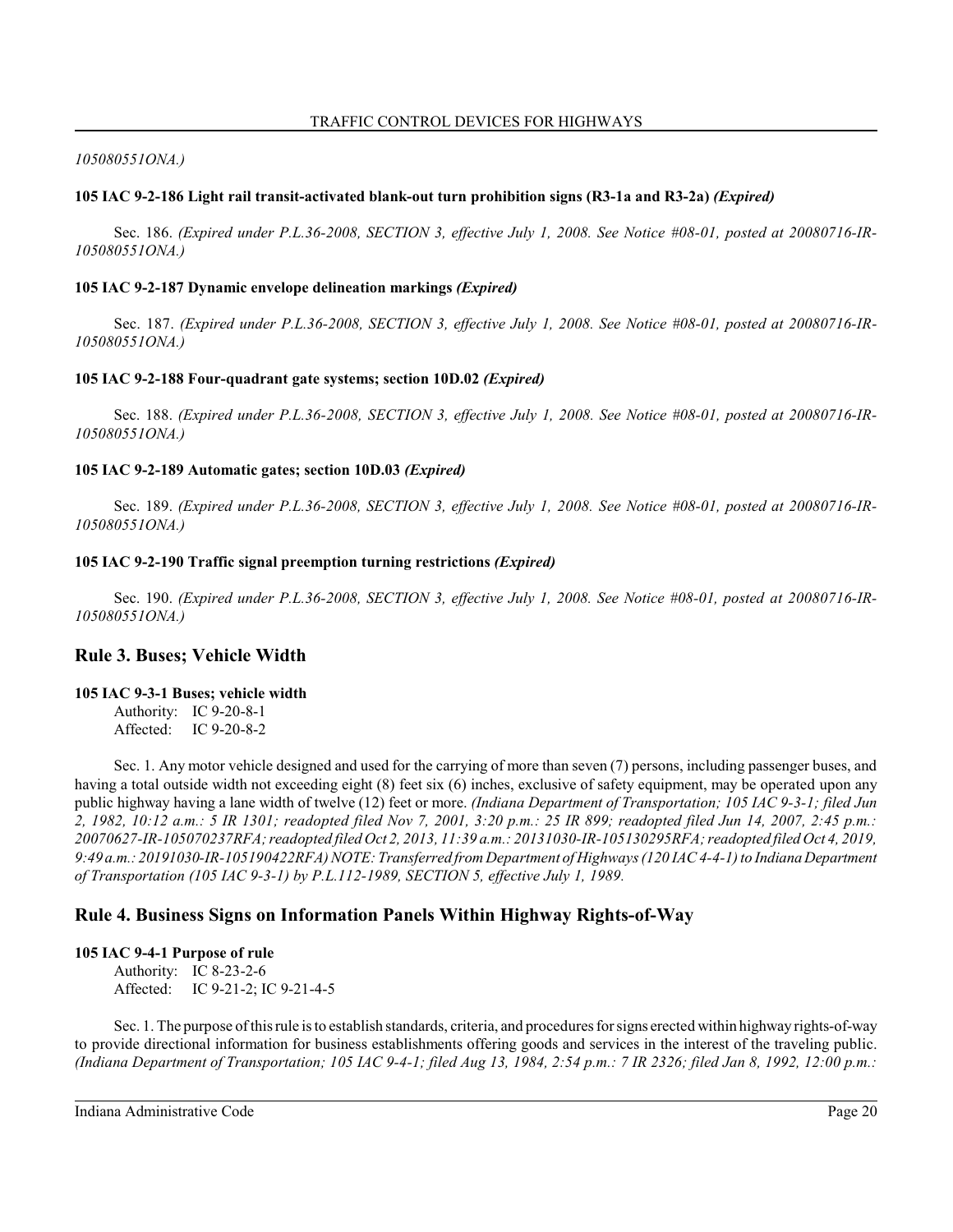*105080551ONA.)*

**105 IAC 9-2-186 Light rail transit-activated blank-out turn prohibition signs (R3-1a and R3-2a)** ***(Expired)***

Sec. 186. *(Expired under P.L.36-2008, SECTION 3, effective July 1, 2008. See Notice #08-01, posted at 20080716-IR-105080551ONA.)*

**105 IAC 9-2-187 Dynamic envelope delineation markings** ***(Expired)***

Sec. 187. *(Expired under P.L.36-2008, SECTION 3, effective July 1, 2008. See Notice #08-01, posted at 20080716-IR-105080551ONA.)*

**105 IAC 9-2-188 Four-quadrant gate systems; section 10D.02** ***(Expired)***

Sec. 188. *(Expired under P.L.36-2008, SECTION 3, effective July 1, 2008. See Notice #08-01, posted at 20080716-IR-105080551ONA.)*

**105 IAC 9-2-189 Automatic gates; section 10D.03** ***(Expired)***

Sec. 189. *(Expired under P.L.36-2008, SECTION 3, effective July 1, 2008. See Notice #08-01, posted at 20080716-IR-105080551ONA.)*

**105 IAC 9-2-190 Traffic signal preemption turning restrictions** ***(Expired)***

Sec. 190. *(Expired under P.L.36-2008, SECTION 3, effective July 1, 2008. See Notice #08-01, posted at 20080716-IR-105080551ONA.)*

## Rule 3. Buses; Vehicle Width

**105 IAC 9-3-1 Buses; vehicle width**

Authority: IC 9-20-8-1
Affected: IC 9-20-8-2

Sec. 1. Any motor vehicle designed and used for the carrying of more than seven (7) persons, including passenger buses, and having a total outside width not exceeding eight (8) feet six (6) inches, exclusive of safety equipment, may be operated upon any public highway having a lane width of twelve (12) feet or more. *(Indiana Department of Transportation; 105 IAC 9-3-1; filed Jun 2, 1982, 10:12 a.m.: 5 IR 1301; readopted filed Nov 7, 2001, 3:20 p.m.: 25 IR 899; readopted filed Jun 14, 2007, 2:45 p.m.: 20070627-IR-105070237RFA; readopted filed Oct 2, 2013, 11:39 a.m.: 20131030-IR-105130295RFA; readopted filed Oct 4, 2019, 9:49 a.m.: 20191030-IR-105190422RFA) NOTE: Transferred from Department of Highways (120 IAC 4-4-1) to Indiana Department of Transportation (105 IAC 9-3-1) by P.L.112-1989, SECTION 5, effective July 1, 1989.*

## Rule 4. Business Signs on Information Panels Within Highway Rights-of-Way

**105 IAC 9-4-1 Purpose of rule**

Authority: IC 8-23-2-6
Affected: IC 9-21-2; IC 9-21-4-5

Sec. 1. The purpose of this rule is to establish standards, criteria, and procedures for signs erected within highway rights-of-way to provide directional information for business establishments offering goods and services in the interest of the traveling public. *(Indiana Department of Transportation; 105 IAC 9-4-1; filed Aug 13, 1984, 2:54 p.m.: 7 IR 2326; filed Jan 8, 1992, 12:00 p.m.:*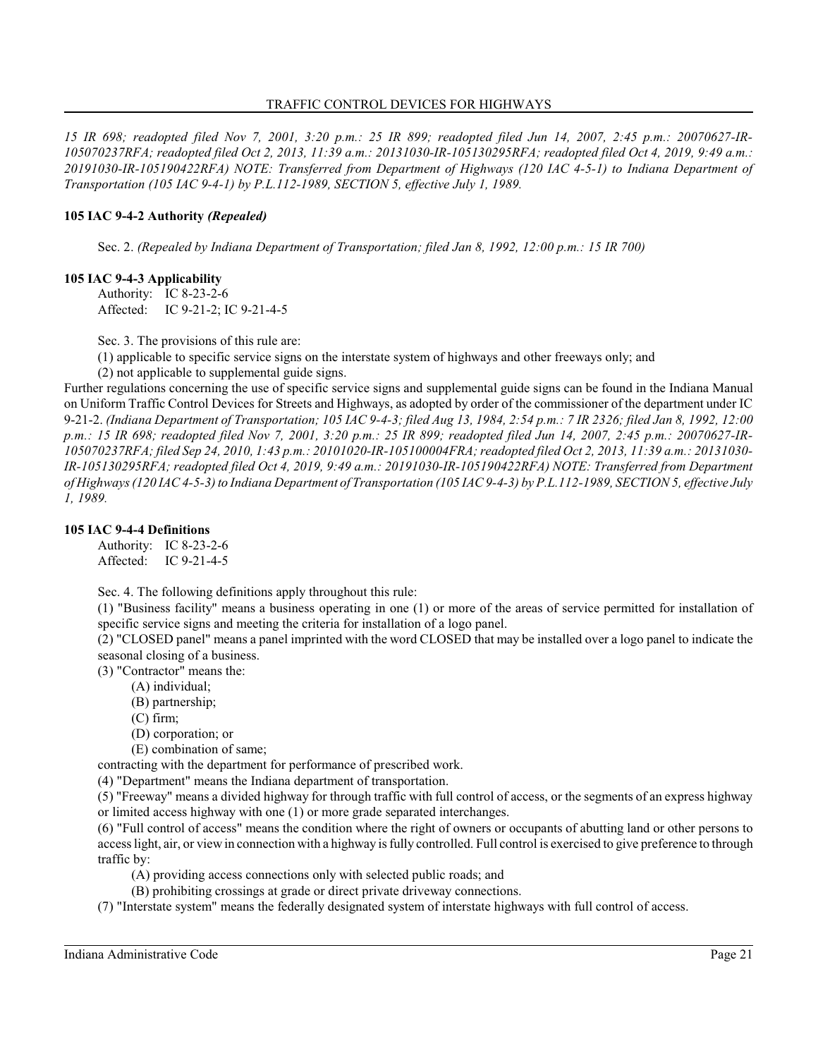*15 IR 698; readopted filed Nov 7, 2001, 3:20 p.m.: 25 IR 899; readopted filed Jun 14, 2007, 2:45 p.m.: 20070627-IR-105070237RFA; readopted filed Oct 2, 2013, 11:39 a.m.: 20131030-IR-105130295RFA; readopted filed Oct 4, 2019, 9:49 a.m.: 20191030-IR-105190422RFA) NOTE: Transferred from Department of Highways (120 IAC 4-5-1) to Indiana Department of Transportation (105 IAC 9-4-1) by P.L.112-1989, SECTION 5, effective July 1, 1989.*

**105 IAC 9-4-2 Authority *(Repealed)***

Sec. 2. *(Repealed by Indiana Department of Transportation; filed Jan 8, 1992, 12:00 p.m.: 15 IR 700)*

**105 IAC 9-4-3 Applicability**

Authority: IC 8-23-2-6
Affected: IC 9-21-2; IC 9-21-4-5

Sec. 3. The provisions of this rule are:

(1) applicable to specific service signs on the interstate system of highways and other freeways only; and

(2) not applicable to supplemental guide signs.

Further regulations concerning the use of specific service signs and supplemental guide signs can be found in the Indiana Manual on Uniform Traffic Control Devices for Streets and Highways, as adopted by order of the commissioner of the department under IC 9-21-2. *(Indiana Department of Transportation; 105 IAC 9-4-3; filed Aug 13, 1984, 2:54 p.m.: 7 IR 2326; filed Jan 8, 1992, 12:00 p.m.: 15 IR 698; readopted filed Nov 7, 2001, 3:20 p.m.: 25 IR 899; readopted filed Jun 14, 2007, 2:45 p.m.: 20070627-IR-105070237RFA; filed Sep 24, 2010, 1:43 p.m.: 20101020-IR-105100004FRA; readopted filed Oct 2, 2013, 11:39 a.m.: 20131030-IR-105130295RFA; readopted filed Oct 4, 2019, 9:49 a.m.: 20191030-IR-105190422RFA) NOTE: Transferred from Department of Highways (120 IAC 4-5-3) to Indiana Department of Transportation (105 IAC 9-4-3) by P.L.112-1989, SECTION 5, effective July 1, 1989.*

**105 IAC 9-4-4 Definitions**

Authority: IC 8-23-2-6
Affected: IC 9-21-4-5

Sec. 4. The following definitions apply throughout this rule:

(1) "Business facility" means a business operating in one (1) or more of the areas of service permitted for installation of specific service signs and meeting the criteria for installation of a logo panel.

(2) "CLOSED panel" means a panel imprinted with the word CLOSED that may be installed over a logo panel to indicate the seasonal closing of a business.

(3) "Contractor" means the:

(A) individual;

(B) partnership;

(C) firm;

(D) corporation; or

(E) combination of same;

contracting with the department for performance of prescribed work.

(4) "Department" means the Indiana department of transportation.

(5) "Freeway" means a divided highway for through traffic with full control of access, or the segments of an express highway or limited access highway with one (1) or more grade separated interchanges.

(6) "Full control of access" means the condition where the right of owners or occupants of abutting land or other persons to access light, air, or view in connection with a highway is fully controlled. Full control is exercised to give preference to through traffic by:

(A) providing access connections only with selected public roads; and

(B) prohibiting crossings at grade or direct private driveway connections.

(7) "Interstate system" means the federally designated system of interstate highways with full control of access.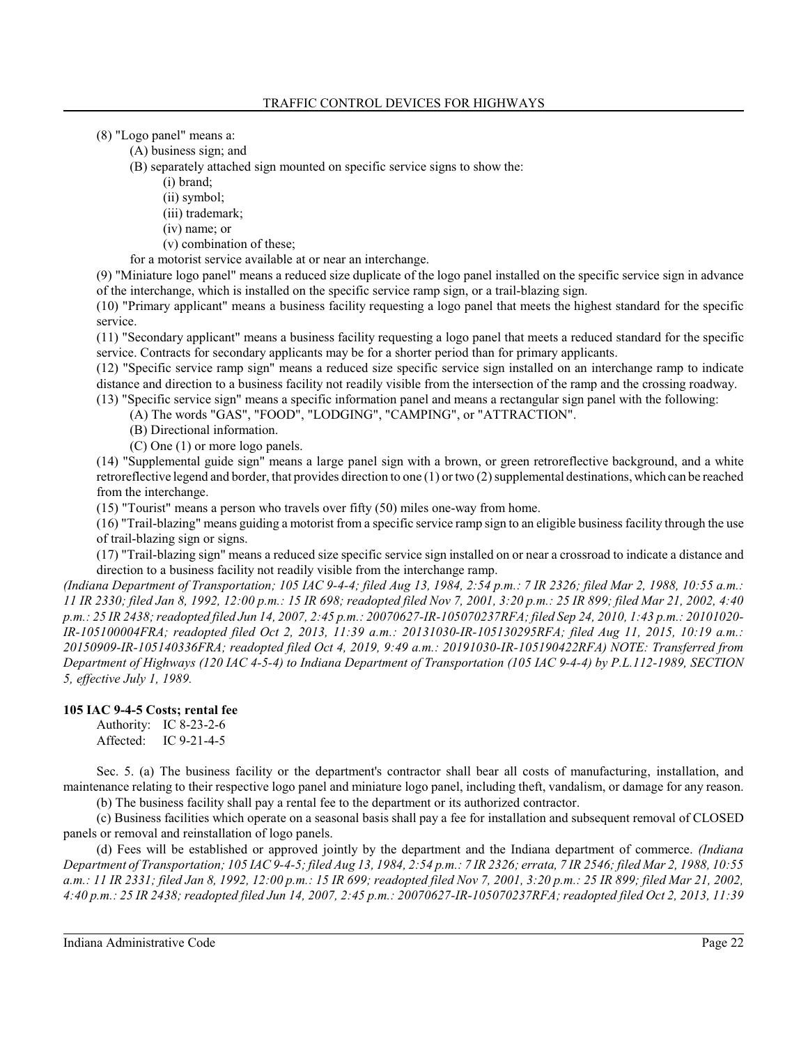(8) "Logo panel" means a:

(A) business sign; and

(B) separately attached sign mounted on specific service signs to show the:

(i) brand;

(ii) symbol;

(iii) trademark;

(iv) name; or

(v) combination of these;

for a motorist service available at or near an interchange.

(9) "Miniature logo panel" means a reduced size duplicate of the logo panel installed on the specific service sign in advance of the interchange, which is installed on the specific service ramp sign, or a trail-blazing sign.

(10) "Primary applicant" means a business facility requesting a logo panel that meets the highest standard for the specific service.

(11) "Secondary applicant" means a business facility requesting a logo panel that meets a reduced standard for the specific service. Contracts for secondary applicants may be for a shorter period than for primary applicants.

(12) "Specific service ramp sign" means a reduced size specific service sign installed on an interchange ramp to indicate distance and direction to a business facility not readily visible from the intersection of the ramp and the crossing roadway.

(13) "Specific service sign" means a specific information panel and means a rectangular sign panel with the following:

(A) The words "GAS", "FOOD", "LODGING", "CAMPING", or "ATTRACTION".

(B) Directional information.

(C) One (1) or more logo panels.

(14) "Supplemental guide sign" means a large panel sign with a brown, or green retroreflective background, and a white retroreflective legend and border, that provides direction to one (1) or two (2) supplemental destinations, which can be reached from the interchange.

(15) "Tourist" means a person who travels over fifty (50) miles one-way from home.

(16) "Trail-blazing" means guiding a motorist from a specific service ramp sign to an eligible business facility through the use of trail-blazing sign or signs.

(17) "Trail-blazing sign" means a reduced size specific service sign installed on or near a crossroad to indicate a distance and direction to a business facility not readily visible from the interchange ramp.

*(Indiana Department of Transportation; 105 IAC 9-4-4; filed Aug 13, 1984, 2:54 p.m.: 7 IR 2326; filed Mar 2, 1988, 10:55 a.m.: 11 IR 2330; filed Jan 8, 1992, 12:00 p.m.: 15 IR 698; readopted filed Nov 7, 2001, 3:20 p.m.: 25 IR 899; filed Mar 21, 2002, 4:40 p.m.: 25 IR 2438; readopted filed Jun 14, 2007, 2:45 p.m.: 20070627-IR-105070237RFA; filed Sep 24, 2010, 1:43 p.m.: 20101020-IR-105100004FRA; readopted filed Oct 2, 2013, 11:39 a.m.: 20131030-IR-105130295RFA; filed Aug 11, 2015, 10:19 a.m.: 20150909-IR-105140336FRA; readopted filed Oct 4, 2019, 9:49 a.m.: 20191030-IR-105190422RFA) NOTE: Transferred from Department of Highways (120 IAC 4-5-4) to Indiana Department of Transportation (105 IAC 9-4-4) by P.L.112-1989, SECTION 5, effective July 1, 1989.*

**105 IAC 9-4-5 Costs; rental fee**

Authority: IC 8-23-2-6
Affected: IC 9-21-4-5

Sec. 5. (a) The business facility or the department's contractor shall bear all costs of manufacturing, installation, and maintenance relating to their respective logo panel and miniature logo panel, including theft, vandalism, or damage for any reason.

(b) The business facility shall pay a rental fee to the department or its authorized contractor.

(c) Business facilities which operate on a seasonal basis shall pay a fee for installation and subsequent removal of CLOSED panels or removal and reinstallation of logo panels.

(d) Fees will be established or approved jointly by the department and the Indiana department of commerce. *(Indiana Department of Transportation; 105 IAC 9-4-5; filed Aug 13, 1984, 2:54 p.m.: 7 IR 2326; errata, 7 IR 2546; filed Mar 2, 1988, 10:55 a.m.: 11 IR 2331; filed Jan 8, 1992, 12:00 p.m.: 15 IR 699; readopted filed Nov 7, 2001, 3:20 p.m.: 25 IR 899; filed Mar 21, 2002, 4:40 p.m.: 25 IR 2438; readopted filed Jun 14, 2007, 2:45 p.m.: 20070627-IR-105070237RFA; readopted filed Oct 2, 2013, 11:39*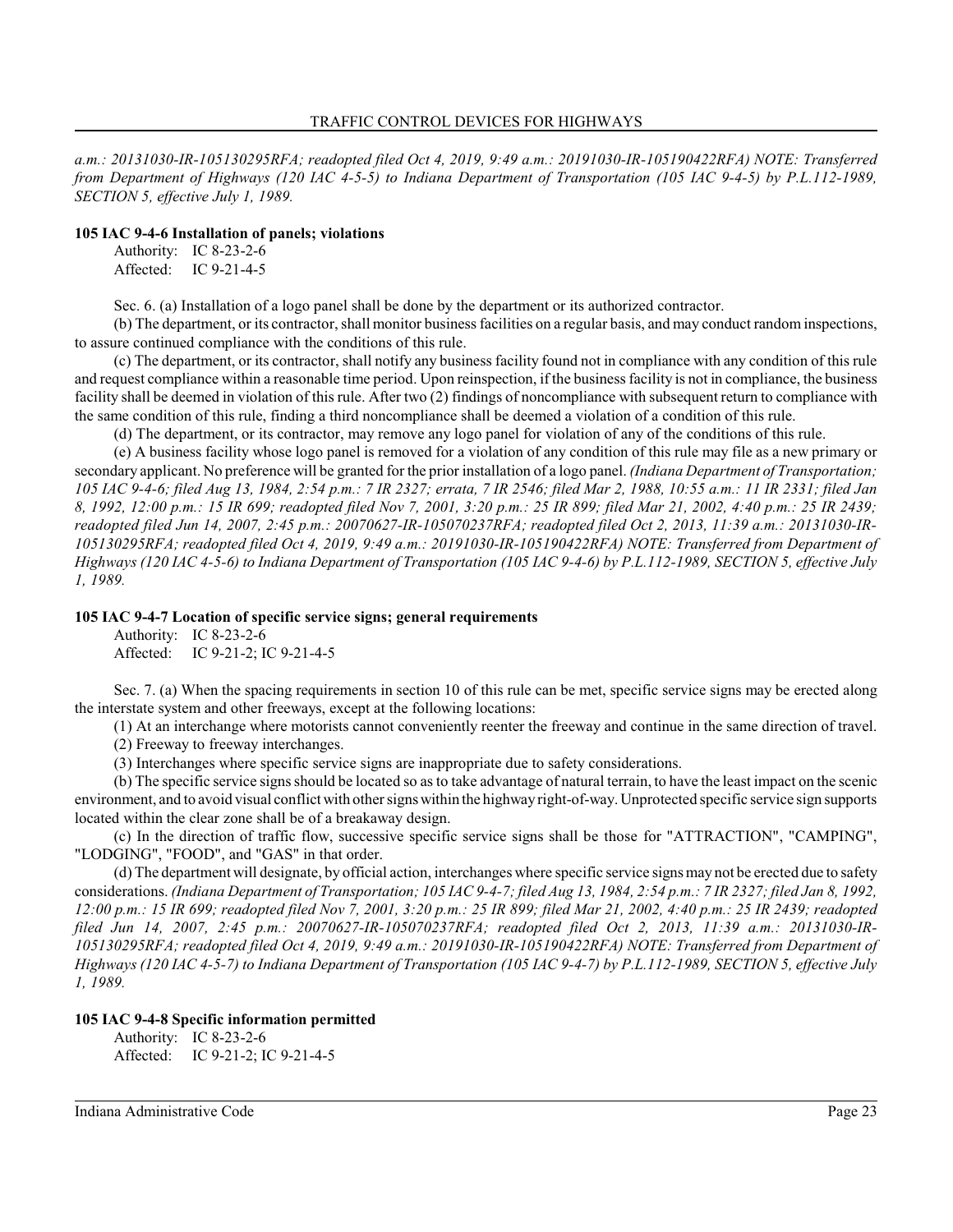*a.m.: 20131030-IR-105130295RFA; readopted filed Oct 4, 2019, 9:49 a.m.: 20191030-IR-105190422RFA) NOTE: Transferred from Department of Highways (120 IAC 4-5-5) to Indiana Department of Transportation (105 IAC 9-4-5) by P.L.112-1989, SECTION 5, effective July 1, 1989.*

**105 IAC 9-4-6 Installation of panels; violations**

Authority: IC 8-23-2-6
Affected: IC 9-21-4-5

Sec. 6. (a) Installation of a logo panel shall be done by the department or its authorized contractor.

(b) The department, or its contractor, shall monitor business facilities on a regular basis, and may conduct random inspections, to assure continued compliance with the conditions of this rule.

(c) The department, or its contractor, shall notify any business facility found not in compliance with any condition of this rule and request compliance within a reasonable time period. Upon reinspection, if the business facility is not in compliance, the business facility shall be deemed in violation of this rule. After two (2) findings of noncompliance with subsequent return to compliance with the same condition of this rule, finding a third noncompliance shall be deemed a violation of a condition of this rule.

(d) The department, or its contractor, may remove any logo panel for violation of any of the conditions of this rule.

(e) A business facility whose logo panel is removed for a violation of any condition of this rule may file as a new primary or secondary applicant. No preference will be granted for the prior installation of a logo panel. *(Indiana Department of Transportation; 105 IAC 9-4-6; filed Aug 13, 1984, 2:54 p.m.: 7 IR 2327; errata, 7 IR 2546; filed Mar 2, 1988, 10:55 a.m.: 11 IR 2331; filed Jan 8, 1992, 12:00 p.m.: 15 IR 699; readopted filed Nov 7, 2001, 3:20 p.m.: 25 IR 899; filed Mar 21, 2002, 4:40 p.m.: 25 IR 2439; readopted filed Jun 14, 2007, 2:45 p.m.: 20070627-IR-105070237RFA; readopted filed Oct 2, 2013, 11:39 a.m.: 20131030-IR-105130295RFA; readopted filed Oct 4, 2019, 9:49 a.m.: 20191030-IR-105190422RFA) NOTE: Transferred from Department of Highways (120 IAC 4-5-6) to Indiana Department of Transportation (105 IAC 9-4-6) by P.L.112-1989, SECTION 5, effective July 1, 1989.*

**105 IAC 9-4-7 Location of specific service signs; general requirements**

Authority: IC 8-23-2-6
Affected: IC 9-21-2; IC 9-21-4-5

Sec. 7. (a) When the spacing requirements in section 10 of this rule can be met, specific service signs may be erected along the interstate system and other freeways, except at the following locations:

(1) At an interchange where motorists cannot conveniently reenter the freeway and continue in the same direction of travel.

(2) Freeway to freeway interchanges.

(3) Interchanges where specific service signs are inappropriate due to safety considerations.

(b) The specific service signs should be located so as to take advantage of natural terrain, to have the least impact on the scenic environment, and to avoid visual conflict with other signs within the highway right-of-way. Unprotected specific service sign supports located within the clear zone shall be of a breakaway design.

(c) In the direction of traffic flow, successive specific service signs shall be those for "ATTRACTION", "CAMPING", "LODGING", "FOOD", and "GAS" in that order.

(d) The department will designate, by official action, interchanges where specific service signs may not be erected due to safety considerations. *(Indiana Department of Transportation; 105 IAC 9-4-7; filed Aug 13, 1984, 2:54 p.m.: 7 IR 2327; filed Jan 8, 1992, 12:00 p.m.: 15 IR 699; readopted filed Nov 7, 2001, 3:20 p.m.: 25 IR 899; filed Mar 21, 2002, 4:40 p.m.: 25 IR 2439; readopted filed Jun 14, 2007, 2:45 p.m.: 20070627-IR-105070237RFA; readopted filed Oct 2, 2013, 11:39 a.m.: 20131030-IR-105130295RFA; readopted filed Oct 4, 2019, 9:49 a.m.: 20191030-IR-105190422RFA) NOTE: Transferred from Department of Highways (120 IAC 4-5-7) to Indiana Department of Transportation (105 IAC 9-4-7) by P.L.112-1989, SECTION 5, effective July 1, 1989.*

**105 IAC 9-4-8 Specific information permitted**

Authority: IC 8-23-2-6
Affected: IC 9-21-2; IC 9-21-4-5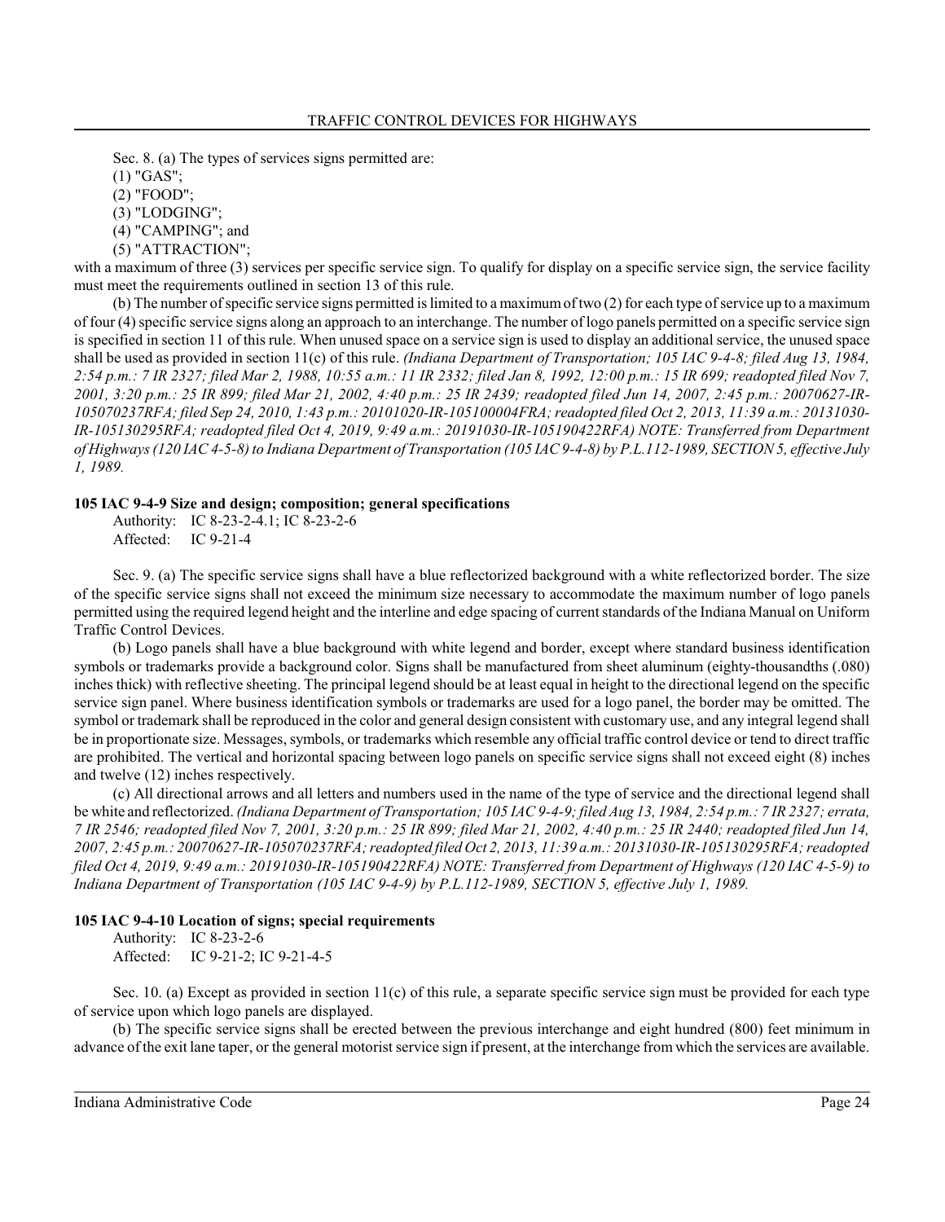Sec. 8. (a) The types of services signs permitted are:

(1) "GAS";
(2) "FOOD";
(3) "LODGING";
(4) "CAMPING"; and
(5) "ATTRACTION";

with a maximum of three (3) services per specific service sign. To qualify for display on a specific service sign, the service facility must meet the requirements outlined in section 13 of this rule.

(b) The number of specific service signs permitted is limited to a maximum of two (2) for each type of service up to a maximum of four (4) specific service signs along an approach to an interchange. The number of logo panels permitted on a specific service sign is specified in section 11 of this rule. When unused space on a service sign is used to display an additional service, the unused space shall be used as provided in section 11(c) of this rule. *(Indiana Department of Transportation; 105 IAC 9-4-8; filed Aug 13, 1984, 2:54 p.m.: 7 IR 2327; filed Mar 2, 1988, 10:55 a.m.: 11 IR 2332; filed Jan 8, 1992, 12:00 p.m.: 15 IR 699; readopted filed Nov 7, 2001, 3:20 p.m.: 25 IR 899; filed Mar 21, 2002, 4:40 p.m.: 25 IR 2439; readopted filed Jun 14, 2007, 2:45 p.m.: 20070627-IR-105070237RFA; filed Sep 24, 2010, 1:43 p.m.: 20101020-IR-105100004FRA; readopted filed Oct 2, 2013, 11:39 a.m.: 20131030-IR-105130295RFA; readopted filed Oct 4, 2019, 9:49 a.m.: 20191030-IR-105190422RFA) NOTE: Transferred from Department of Highways (120 IAC 4-5-8) to Indiana Department of Transportation (105 IAC 9-4-8) by P.L.112-1989, SECTION 5, effective July 1, 1989.*

### 105 IAC 9-4-9 Size and design; composition; general specifications

Authority: IC 8-23-2-4.1; IC 8-23-2-6
Affected: IC 9-21-4

Sec. 9. (a) The specific service signs shall have a blue reflectorized background with a white reflectorized border. The size of the specific service signs shall not exceed the minimum size necessary to accommodate the maximum number of logo panels permitted using the required legend height and the interline and edge spacing of current standards of the Indiana Manual on Uniform Traffic Control Devices.

(b) Logo panels shall have a blue background with white legend and border, except where standard business identification symbols or trademarks provide a background color. Signs shall be manufactured from sheet aluminum (eighty-thousandths (.080) inches thick) with reflective sheeting. The principal legend should be at least equal in height to the directional legend on the specific service sign panel. Where business identification symbols or trademarks are used for a logo panel, the border may be omitted. The symbol or trademark shall be reproduced in the color and general design consistent with customary use, and any integral legend shall be in proportionate size. Messages, symbols, or trademarks which resemble any official traffic control device or tend to direct traffic are prohibited. The vertical and horizontal spacing between logo panels on specific service signs shall not exceed eight (8) inches and twelve (12) inches respectively.

(c) All directional arrows and all letters and numbers used in the name of the type of service and the directional legend shall be white and reflectorized. *(Indiana Department of Transportation; 105 IAC 9-4-9; filed Aug 13, 1984, 2:54 p.m.: 7 IR 2327; errata, 7 IR 2546; readopted filed Nov 7, 2001, 3:20 p.m.: 25 IR 899; filed Mar 21, 2002, 4:40 p.m.: 25 IR 2440; readopted filed Jun 14, 2007, 2:45 p.m.: 20070627-IR-105070237RFA; readopted filed Oct 2, 2013, 11:39 a.m.: 20131030-IR-105130295RFA; readopted filed Oct 4, 2019, 9:49 a.m.: 20191030-IR-105190422RFA) NOTE: Transferred from Department of Highways (120 IAC 4-5-9) to Indiana Department of Transportation (105 IAC 9-4-9) by P.L.112-1989, SECTION 5, effective July 1, 1989.*

### 105 IAC 9-4-10 Location of signs; special requirements

Authority: IC 8-23-2-6
Affected: IC 9-21-2; IC 9-21-4-5

Sec. 10. (a) Except as provided in section 11(c) of this rule, a separate specific service sign must be provided for each type of service upon which logo panels are displayed.

(b) The specific service signs shall be erected between the previous interchange and eight hundred (800) feet minimum in advance of the exit lane taper, or the general motorist service sign if present, at the interchange from which the services are available.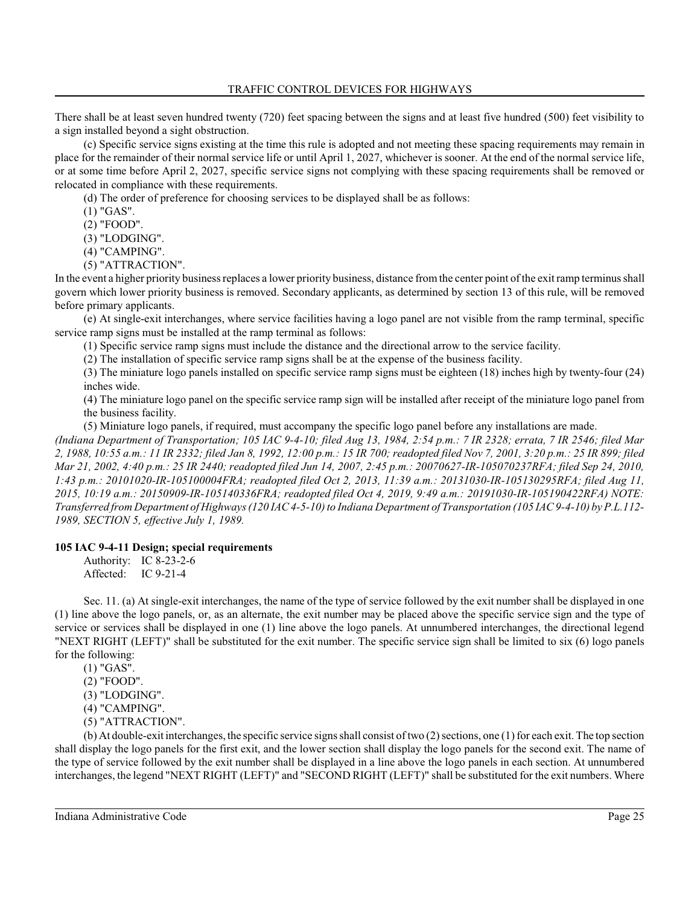There shall be at least seven hundred twenty (720) feet spacing between the signs and at least five hundred (500) feet visibility to a sign installed beyond a sight obstruction.

(c) Specific service signs existing at the time this rule is adopted and not meeting these spacing requirements may remain in place for the remainder of their normal service life or until April 1, 2027, whichever is sooner. At the end of the normal service life, or at some time before April 2, 2027, specific service signs not complying with these spacing requirements shall be removed or relocated in compliance with these requirements.

(d) The order of preference for choosing services to be displayed shall be as follows:

(1) "GAS".

(2) "FOOD".

(3) "LODGING".

(4) "CAMPING".

(5) "ATTRACTION".

In the event a higher priority business replaces a lower priority business, distance from the center point of the exit ramp terminus shall govern which lower priority business is removed. Secondary applicants, as determined by section 13 of this rule, will be removed before primary applicants.

(e) At single-exit interchanges, where service facilities having a logo panel are not visible from the ramp terminal, specific service ramp signs must be installed at the ramp terminal as follows:

(1) Specific service ramp signs must include the distance and the directional arrow to the service facility.

(2) The installation of specific service ramp signs shall be at the expense of the business facility.

(3) The miniature logo panels installed on specific service ramp signs must be eighteen (18) inches high by twenty-four (24) inches wide.

(4) The miniature logo panel on the specific service ramp sign will be installed after receipt of the miniature logo panel from the business facility.

(5) Miniature logo panels, if required, must accompany the specific logo panel before any installations are made.

*(Indiana Department of Transportation; 105 IAC 9-4-10; filed Aug 13, 1984, 2:54 p.m.: 7 IR 2328; errata, 7 IR 2546; filed Mar 2, 1988, 10:55 a.m.: 11 IR 2332; filed Jan 8, 1992, 12:00 p.m.: 15 IR 700; readopted filed Nov 7, 2001, 3:20 p.m.: 25 IR 899; filed Mar 21, 2002, 4:40 p.m.: 25 IR 2440; readopted filed Jun 14, 2007, 2:45 p.m.: 20070627-IR-105070237RFA; filed Sep 24, 2010, 1:43 p.m.: 20101020-IR-105100004FRA; readopted filed Oct 2, 2013, 11:39 a.m.: 20131030-IR-105130295RFA; filed Aug 11, 2015, 10:19 a.m.: 20150909-IR-105140336FRA; readopted filed Oct 4, 2019, 9:49 a.m.: 20191030-IR-105190422RFA) NOTE: Transferred from Department of Highways (120 IAC 4-5-10) to Indiana Department of Transportation (105 IAC 9-4-10) by P.L.112-1989, SECTION 5, effective July 1, 1989.*

### 105 IAC 9-4-11 Design; special requirements

Authority: IC 8-23-2-6
Affected: IC 9-21-4

Sec. 11. (a) At single-exit interchanges, the name of the type of service followed by the exit number shall be displayed in one (1) line above the logo panels, or, as an alternate, the exit number may be placed above the specific service sign and the type of service or services shall be displayed in one (1) line above the logo panels. At unnumbered interchanges, the directional legend "NEXT RIGHT (LEFT)" shall be substituted for the exit number. The specific service sign shall be limited to six (6) logo panels for the following:

(1) "GAS".

(2) "FOOD".

(3) "LODGING".

(4) "CAMPING".

(5) "ATTRACTION".

(b) At double-exit interchanges, the specific service signs shall consist of two (2) sections, one (1) for each exit. The top section shall display the logo panels for the first exit, and the lower section shall display the logo panels for the second exit. The name of the type of service followed by the exit number shall be displayed in a line above the logo panels in each section. At unnumbered interchanges, the legend "NEXT RIGHT (LEFT)" and "SECOND RIGHT (LEFT)" shall be substituted for the exit numbers. Where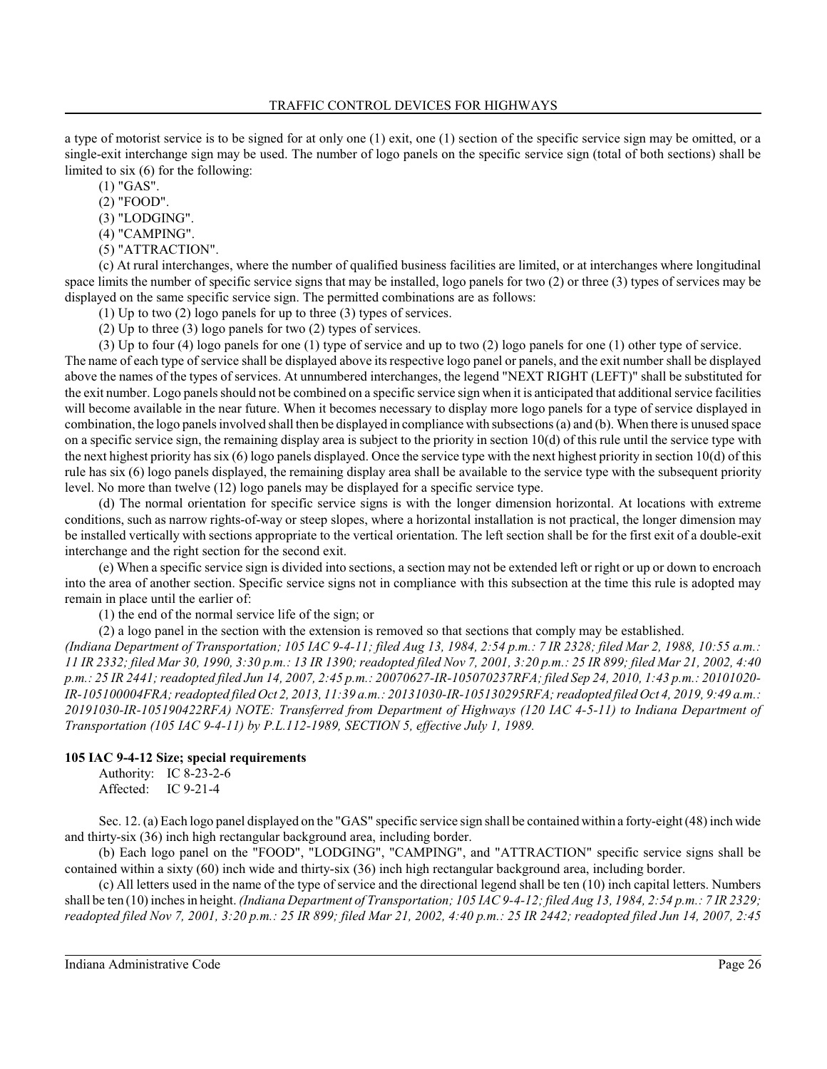a type of motorist service is to be signed for at only one (1) exit, one (1) section of the specific service sign may be omitted, or a single-exit interchange sign may be used. The number of logo panels on the specific service sign (total of both sections) shall be limited to six (6) for the following:

(1) "GAS".

(2) "FOOD".

(3) "LODGING".

(4) "CAMPING".

(5) "ATTRACTION".

(c) At rural interchanges, where the number of qualified business facilities are limited, or at interchanges where longitudinal space limits the number of specific service signs that may be installed, logo panels for two (2) or three (3) types of services may be displayed on the same specific service sign. The permitted combinations are as follows:

(1) Up to two (2) logo panels for up to three (3) types of services.

(2) Up to three (3) logo panels for two (2) types of services.

(3) Up to four (4) logo panels for one (1) type of service and up to two (2) logo panels for one (1) other type of service.

The name of each type of service shall be displayed above its respective logo panel or panels, and the exit number shall be displayed above the names of the types of services. At unnumbered interchanges, the legend "NEXT RIGHT (LEFT)" shall be substituted for the exit number. Logo panels should not be combined on a specific service sign when it is anticipated that additional service facilities will become available in the near future. When it becomes necessary to display more logo panels for a type of service displayed in combination, the logo panels involved shall then be displayed in compliance with subsections (a) and (b). When there is unused space on a specific service sign, the remaining display area is subject to the priority in section 10(d) of this rule until the service type with the next highest priority has six (6) logo panels displayed. Once the service type with the next highest priority in section 10(d) of this rule has six (6) logo panels displayed, the remaining display area shall be available to the service type with the subsequent priority level. No more than twelve (12) logo panels may be displayed for a specific service type.

(d) The normal orientation for specific service signs is with the longer dimension horizontal. At locations with extreme conditions, such as narrow rights-of-way or steep slopes, where a horizontal installation is not practical, the longer dimension may be installed vertically with sections appropriate to the vertical orientation. The left section shall be for the first exit of a double-exit interchange and the right section for the second exit.

(e) When a specific service sign is divided into sections, a section may not be extended left or right or up or down to encroach into the area of another section. Specific service signs not in compliance with this subsection at the time this rule is adopted may remain in place until the earlier of:

(1) the end of the normal service life of the sign; or

(2) a logo panel in the section with the extension is removed so that sections that comply may be established.

*(Indiana Department of Transportation; 105 IAC 9-4-11; filed Aug 13, 1984, 2:54 p.m.: 7 IR 2328; filed Mar 2, 1988, 10:55 a.m.: 11 IR 2332; filed Mar 30, 1990, 3:30 p.m.: 13 IR 1390; readopted filed Nov 7, 2001, 3:20 p.m.: 25 IR 899; filed Mar 21, 2002, 4:40 p.m.: 25 IR 2441; readopted filed Jun 14, 2007, 2:45 p.m.: 20070627-IR-105070237RFA; filed Sep 24, 2010, 1:43 p.m.: 20101020-IR-105100004FRA; readopted filed Oct 2, 2013, 11:39 a.m.: 20131030-IR-105130295RFA; readopted filed Oct 4, 2019, 9:49 a.m.: 20191030-IR-105190422RFA) NOTE: Transferred from Department of Highways (120 IAC 4-5-11) to Indiana Department of Transportation (105 IAC 9-4-11) by P.L.112-1989, SECTION 5, effective July 1, 1989.*

**105 IAC 9-4-12 Size; special requirements**

Authority: IC 8-23-2-6
Affected: IC 9-21-4

Sec. 12. (a) Each logo panel displayed on the "GAS" specific service sign shall be contained within a forty-eight (48) inch wide and thirty-six (36) inch high rectangular background area, including border.

(b) Each logo panel on the "FOOD", "LODGING", "CAMPING", and "ATTRACTION" specific service signs shall be contained within a sixty (60) inch wide and thirty-six (36) inch high rectangular background area, including border.

(c) All letters used in the name of the type of service and the directional legend shall be ten (10) inch capital letters. Numbers shall be ten (10) inches in height. *(Indiana Department of Transportation; 105 IAC 9-4-12; filed Aug 13, 1984, 2:54 p.m.: 7 IR 2329; readopted filed Nov 7, 2001, 3:20 p.m.: 25 IR 899; filed Mar 21, 2002, 4:40 p.m.: 25 IR 2442; readopted filed Jun 14, 2007, 2:45*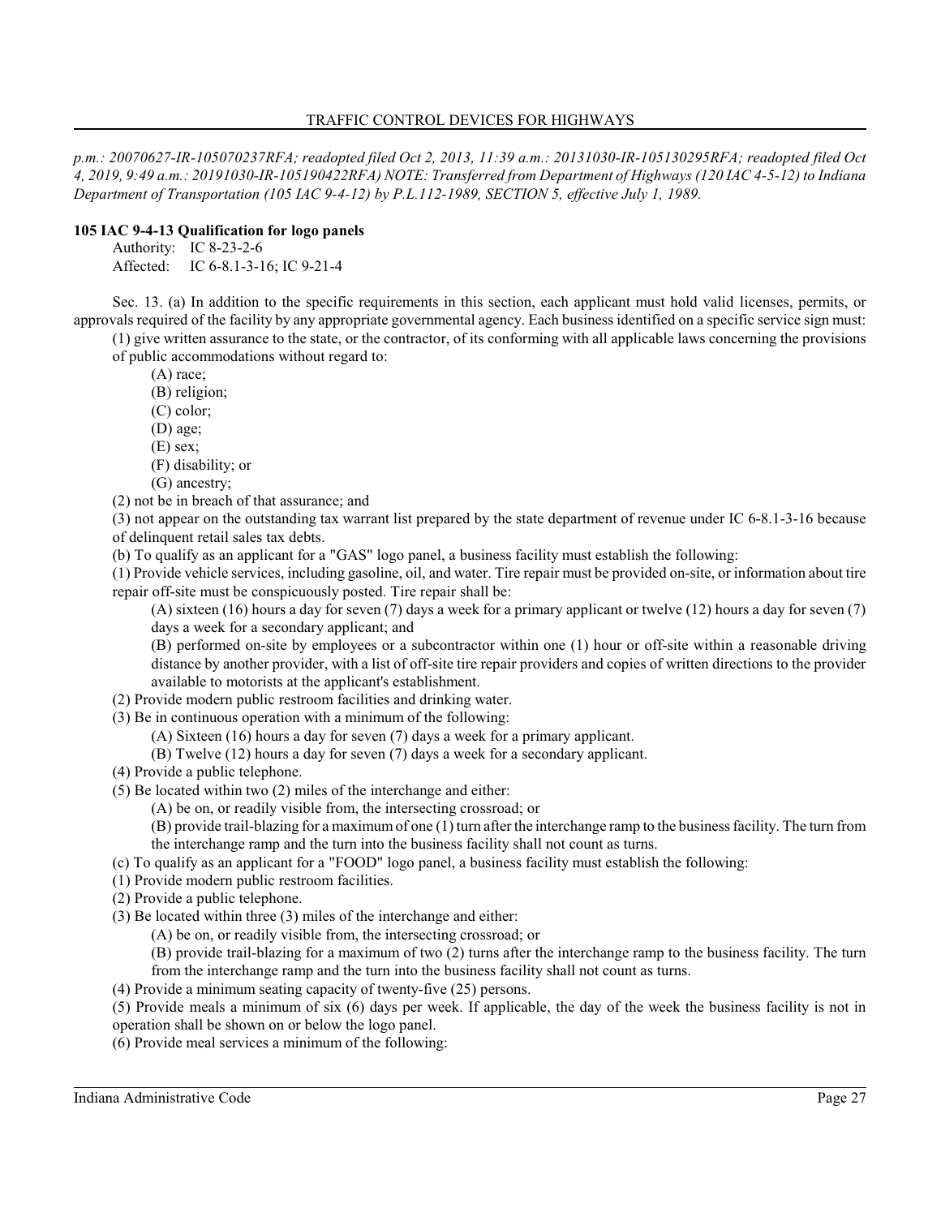*p.m.: 20070627-IR-105070237RFA; readopted filed Oct 2, 2013, 11:39 a.m.: 20131030-IR-105130295RFA; readopted filed Oct 4, 2019, 9:49 a.m.: 20191030-IR-105190422RFA) NOTE: Transferred from Department of Highways (120 IAC 4-5-12) to Indiana Department of Transportation (105 IAC 9-4-12) by P.L.112-1989, SECTION 5, effective July 1, 1989.*

**105 IAC 9-4-13 Qualification for logo panels**

Authority: IC 8-23-2-6
Affected: IC 6-8.1-3-16; IC 9-21-4

Sec. 13. (a) In addition to the specific requirements in this section, each applicant must hold valid licenses, permits, or approvals required of the facility by any appropriate governmental agency. Each business identified on a specific service sign must:

(1) give written assurance to the state, or the contractor, of its conforming with all applicable laws concerning the provisions of public accommodations without regard to:

(A) race;

(B) religion;

(C) color;

(D) age;

(E) sex;

(F) disability; or

(G) ancestry;

(2) not be in breach of that assurance; and

(3) not appear on the outstanding tax warrant list prepared by the state department of revenue under IC 6-8.1-3-16 because of delinquent retail sales tax debts.

(b) To qualify as an applicant for a "GAS" logo panel, a business facility must establish the following:

(1) Provide vehicle services, including gasoline, oil, and water. Tire repair must be provided on-site, or information about tire repair off-site must be conspicuously posted. Tire repair shall be:

(A) sixteen (16) hours a day for seven (7) days a week for a primary applicant or twelve (12) hours a day for seven (7) days a week for a secondary applicant; and

(B) performed on-site by employees or a subcontractor within one (1) hour or off-site within a reasonable driving distance by another provider, with a list of off-site tire repair providers and copies of written directions to the provider available to motorists at the applicant's establishment.

(2) Provide modern public restroom facilities and drinking water.

(3) Be in continuous operation with a minimum of the following:

(A) Sixteen (16) hours a day for seven (7) days a week for a primary applicant.

(B) Twelve (12) hours a day for seven (7) days a week for a secondary applicant.

(4) Provide a public telephone.

(5) Be located within two (2) miles of the interchange and either:

(A) be on, or readily visible from, the intersecting crossroad; or

(B) provide trail-blazing for a maximum of one (1) turn after the interchange ramp to the business facility. The turn from the interchange ramp and the turn into the business facility shall not count as turns.

(c) To qualify as an applicant for a "FOOD" logo panel, a business facility must establish the following:

(1) Provide modern public restroom facilities.

(2) Provide a public telephone.

(3) Be located within three (3) miles of the interchange and either:

(A) be on, or readily visible from, the intersecting crossroad; or

(B) provide trail-blazing for a maximum of two (2) turns after the interchange ramp to the business facility. The turn from the interchange ramp and the turn into the business facility shall not count as turns.

(4) Provide a minimum seating capacity of twenty-five (25) persons.

(5) Provide meals a minimum of six (6) days per week. If applicable, the day of the week the business facility is not in operation shall be shown on or below the logo panel.

(6) Provide meal services a minimum of the following: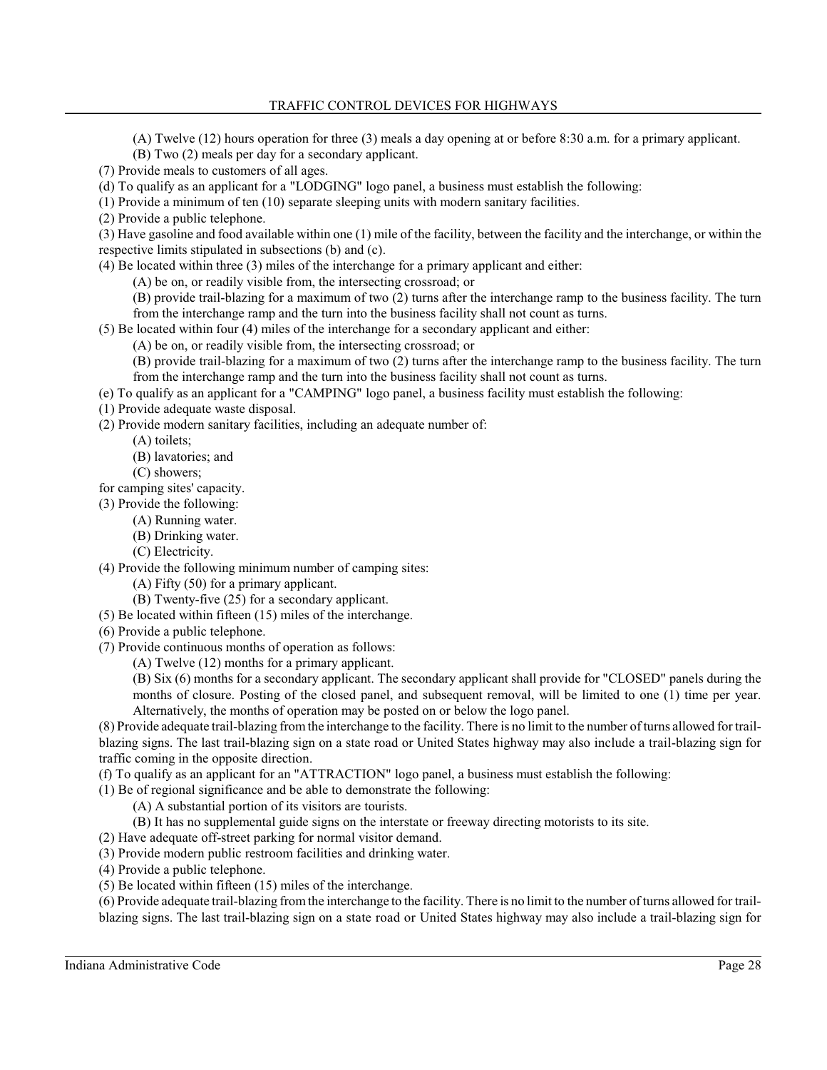(A) Twelve (12) hours operation for three (3) meals a day opening at or before 8:30 a.m. for a primary applicant.

(B) Two (2) meals per day for a secondary applicant.

(7) Provide meals to customers of all ages.

(d) To qualify as an applicant for a "LODGING" logo panel, a business must establish the following:

(1) Provide a minimum of ten (10) separate sleeping units with modern sanitary facilities.

(2) Provide a public telephone.

(3) Have gasoline and food available within one (1) mile of the facility, between the facility and the interchange, or within the respective limits stipulated in subsections (b) and (c).

(4) Be located within three (3) miles of the interchange for a primary applicant and either:

(A) be on, or readily visible from, the intersecting crossroad; or

(B) provide trail-blazing for a maximum of two (2) turns after the interchange ramp to the business facility. The turn from the interchange ramp and the turn into the business facility shall not count as turns.

(5) Be located within four (4) miles of the interchange for a secondary applicant and either:

(A) be on, or readily visible from, the intersecting crossroad; or

(B) provide trail-blazing for a maximum of two (2) turns after the interchange ramp to the business facility. The turn from the interchange ramp and the turn into the business facility shall not count as turns.

(e) To qualify as an applicant for a "CAMPING" logo panel, a business facility must establish the following:

(1) Provide adequate waste disposal.

(2) Provide modern sanitary facilities, including an adequate number of:

(A) toilets;

(B) lavatories; and

(C) showers;

for camping sites' capacity.

(3) Provide the following:

(A) Running water.

(B) Drinking water.

(C) Electricity.

(4) Provide the following minimum number of camping sites:

(A) Fifty (50) for a primary applicant.

(B) Twenty-five (25) for a secondary applicant.

(5) Be located within fifteen (15) miles of the interchange.

(6) Provide a public telephone.

(7) Provide continuous months of operation as follows:

(A) Twelve (12) months for a primary applicant.

(B) Six (6) months for a secondary applicant. The secondary applicant shall provide for "CLOSED" panels during the months of closure. Posting of the closed panel, and subsequent removal, will be limited to one (1) time per year. Alternatively, the months of operation may be posted on or below the logo panel.

(8) Provide adequate trail-blazing from the interchange to the facility. There is no limit to the number of turns allowed for trail-blazing signs. The last trail-blazing sign on a state road or United States highway may also include a trail-blazing sign for traffic coming in the opposite direction.

(f) To qualify as an applicant for an "ATTRACTION" logo panel, a business must establish the following:

(1) Be of regional significance and be able to demonstrate the following:

(A) A substantial portion of its visitors are tourists.

(B) It has no supplemental guide signs on the interstate or freeway directing motorists to its site.

(2) Have adequate off-street parking for normal visitor demand.

(3) Provide modern public restroom facilities and drinking water.

(4) Provide a public telephone.

(5) Be located within fifteen (15) miles of the interchange.

(6) Provide adequate trail-blazing from the interchange to the facility. There is no limit to the number of turns allowed for trail-blazing signs. The last trail-blazing sign on a state road or United States highway may also include a trail-blazing sign for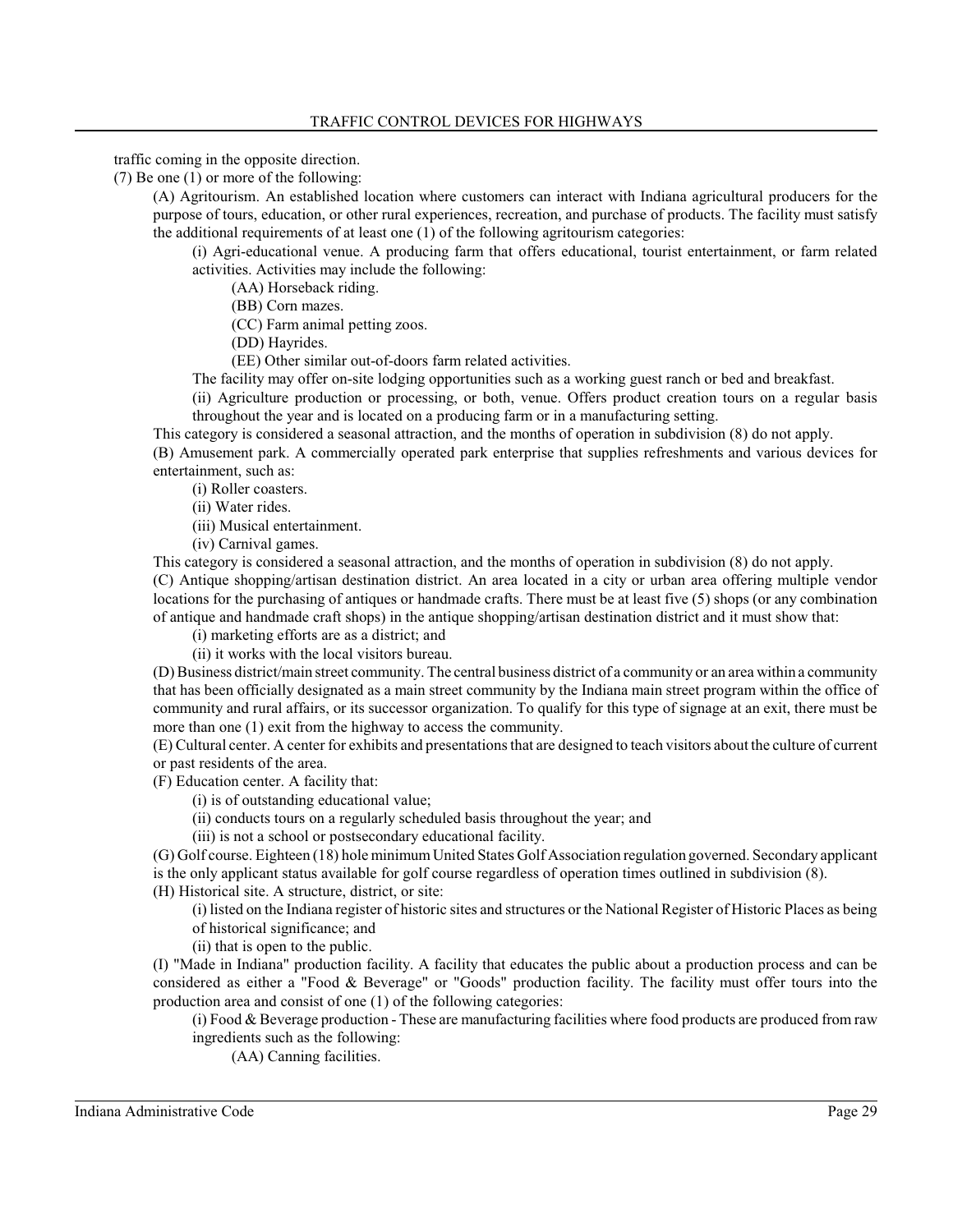traffic coming in the opposite direction.

(7) Be one (1) or more of the following:

(A) Agritourism. An established location where customers can interact with Indiana agricultural producers for the purpose of tours, education, or other rural experiences, recreation, and purchase of products. The facility must satisfy the additional requirements of at least one (1) of the following agritourism categories:

(i) Agri-educational venue. A producing farm that offers educational, tourist entertainment, or farm related activities. Activities may include the following:

(AA) Horseback riding.

(BB) Corn mazes.

(CC) Farm animal petting zoos.

(DD) Hayrides.

(EE) Other similar out-of-doors farm related activities.

The facility may offer on-site lodging opportunities such as a working guest ranch or bed and breakfast.

(ii) Agriculture production or processing, or both, venue. Offers product creation tours on a regular basis throughout the year and is located on a producing farm or in a manufacturing setting.

This category is considered a seasonal attraction, and the months of operation in subdivision (8) do not apply.

(B) Amusement park. A commercially operated park enterprise that supplies refreshments and various devices for entertainment, such as:

(i) Roller coasters.

(ii) Water rides.

(iii) Musical entertainment.

(iv) Carnival games.

This category is considered a seasonal attraction, and the months of operation in subdivision (8) do not apply.

(C) Antique shopping/artisan destination district. An area located in a city or urban area offering multiple vendor locations for the purchasing of antiques or handmade crafts. There must be at least five (5) shops (or any combination of antique and handmade craft shops) in the antique shopping/artisan destination district and it must show that:

(i) marketing efforts are as a district; and

(ii) it works with the local visitors bureau.

(D) Business district/main street community. The central business district of a community or an area within a community that has been officially designated as a main street community by the Indiana main street program within the office of community and rural affairs, or its successor organization. To qualify for this type of signage at an exit, there must be more than one (1) exit from the highway to access the community.

(E) Cultural center. A center for exhibits and presentations that are designed to teach visitors about the culture of current or past residents of the area.

(F) Education center. A facility that:

(i) is of outstanding educational value;

(ii) conducts tours on a regularly scheduled basis throughout the year; and

(iii) is not a school or postsecondary educational facility.

(G) Golf course. Eighteen (18) hole minimum United States Golf Association regulation governed. Secondary applicant is the only applicant status available for golf course regardless of operation times outlined in subdivision (8).

(H) Historical site. A structure, district, or site:

(i) listed on the Indiana register of historic sites and structures or the National Register of Historic Places as being of historical significance; and

(ii) that is open to the public.

(I) "Made in Indiana" production facility. A facility that educates the public about a production process and can be considered as either a "Food & Beverage" or "Goods" production facility. The facility must offer tours into the production area and consist of one (1) of the following categories:

(i) Food & Beverage production - These are manufacturing facilities where food products are produced from raw ingredients such as the following:

(AA) Canning facilities.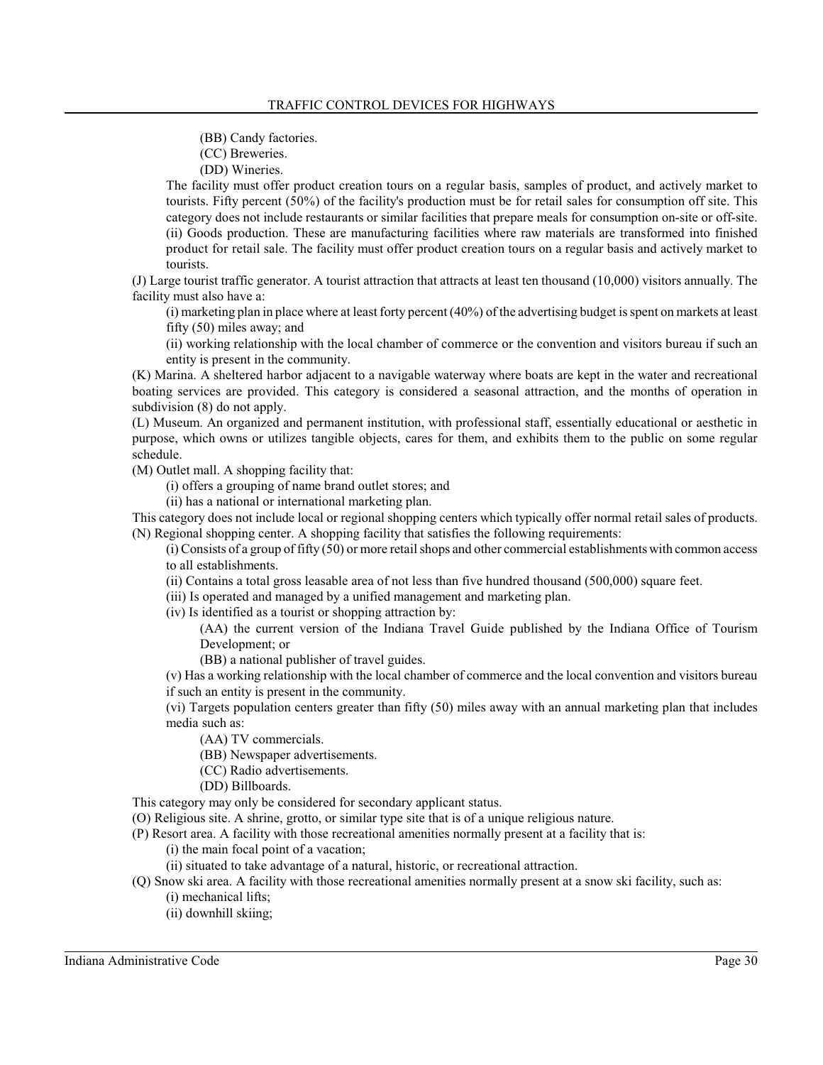(BB) Candy factories.

(CC) Breweries.

(DD) Wineries.

The facility must offer product creation tours on a regular basis, samples of product, and actively market to tourists. Fifty percent (50%) of the facility's production must be for retail sales for consumption off site. This category does not include restaurants or similar facilities that prepare meals for consumption on-site or off-site.

(ii) Goods production. These are manufacturing facilities where raw materials are transformed into finished product for retail sale. The facility must offer product creation tours on a regular basis and actively market to tourists.

(J) Large tourist traffic generator. A tourist attraction that attracts at least ten thousand (10,000) visitors annually. The facility must also have a:

(i) marketing plan in place where at least forty percent (40%) of the advertising budget is spent on markets at least fifty (50) miles away; and

(ii) working relationship with the local chamber of commerce or the convention and visitors bureau if such an entity is present in the community.

(K) Marina. A sheltered harbor adjacent to a navigable waterway where boats are kept in the water and recreational boating services are provided. This category is considered a seasonal attraction, and the months of operation in subdivision (8) do not apply.

(L) Museum. An organized and permanent institution, with professional staff, essentially educational or aesthetic in purpose, which owns or utilizes tangible objects, cares for them, and exhibits them to the public on some regular schedule.

(M) Outlet mall. A shopping facility that:

(i) offers a grouping of name brand outlet stores; and

(ii) has a national or international marketing plan.

This category does not include local or regional shopping centers which typically offer normal retail sales of products.

(N) Regional shopping center. A shopping facility that satisfies the following requirements:

(i) Consists of a group of fifty (50) or more retail shops and other commercial establishments with common access to all establishments.

(ii) Contains a total gross leasable area of not less than five hundred thousand (500,000) square feet.

(iii) Is operated and managed by a unified management and marketing plan.

(iv) Is identified as a tourist or shopping attraction by:

(AA) the current version of the Indiana Travel Guide published by the Indiana Office of Tourism Development; or

(BB) a national publisher of travel guides.

(v) Has a working relationship with the local chamber of commerce and the local convention and visitors bureau if such an entity is present in the community.

(vi) Targets population centers greater than fifty (50) miles away with an annual marketing plan that includes media such as:

(AA) TV commercials.

(BB) Newspaper advertisements.

(CC) Radio advertisements.

(DD) Billboards.

This category may only be considered for secondary applicant status.

(O) Religious site. A shrine, grotto, or similar type site that is of a unique religious nature.

(P) Resort area. A facility with those recreational amenities normally present at a facility that is:

(i) the main focal point of a vacation;

(ii) situated to take advantage of a natural, historic, or recreational attraction.

(Q) Snow ski area. A facility with those recreational amenities normally present at a snow ski facility, such as:

(i) mechanical lifts;

(ii) downhill skiing;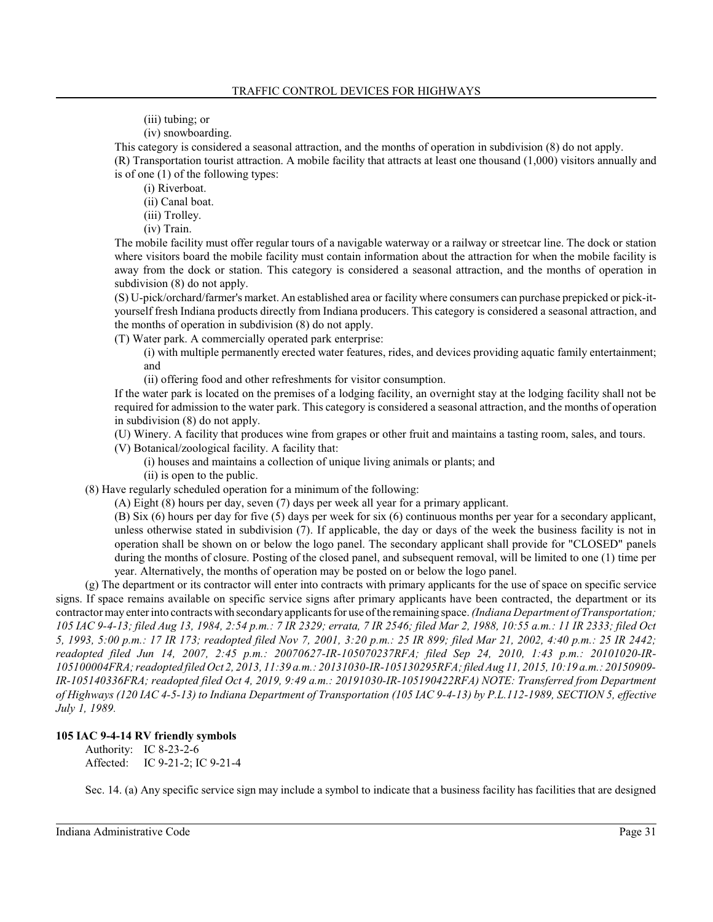(iii) tubing; or

(iv) snowboarding.

This category is considered a seasonal attraction, and the months of operation in subdivision (8) do not apply.

(R) Transportation tourist attraction. A mobile facility that attracts at least one thousand (1,000) visitors annually and is of one (1) of the following types:

(i) Riverboat.

(ii) Canal boat.

(iii) Trolley.

(iv) Train.

The mobile facility must offer regular tours of a navigable waterway or a railway or streetcar line. The dock or station where visitors board the mobile facility must contain information about the attraction for when the mobile facility is away from the dock or station. This category is considered a seasonal attraction, and the months of operation in subdivision (8) do not apply.

(S) U-pick/orchard/farmer's market. An established area or facility where consumers can purchase prepicked or pick-it-yourself fresh Indiana products directly from Indiana producers. This category is considered a seasonal attraction, and the months of operation in subdivision (8) do not apply.

(T) Water park. A commercially operated park enterprise:

(i) with multiple permanently erected water features, rides, and devices providing aquatic family entertainment; and

(ii) offering food and other refreshments for visitor consumption.

If the water park is located on the premises of a lodging facility, an overnight stay at the lodging facility shall not be required for admission to the water park. This category is considered a seasonal attraction, and the months of operation in subdivision (8) do not apply.

(U) Winery. A facility that produces wine from grapes or other fruit and maintains a tasting room, sales, and tours.

(V) Botanical/zoological facility. A facility that:

(i) houses and maintains a collection of unique living animals or plants; and

(ii) is open to the public.

(8) Have regularly scheduled operation for a minimum of the following:

(A) Eight (8) hours per day, seven (7) days per week all year for a primary applicant.

(B) Six (6) hours per day for five (5) days per week for six (6) continuous months per year for a secondary applicant, unless otherwise stated in subdivision (7). If applicable, the day or days of the week the business facility is not in operation shall be shown on or below the logo panel. The secondary applicant shall provide for "CLOSED" panels during the months of closure. Posting of the closed panel, and subsequent removal, will be limited to one (1) time per year. Alternatively, the months of operation may be posted on or below the logo panel.

(g) The department or its contractor will enter into contracts with primary applicants for the use of space on specific service signs. If space remains available on specific service signs after primary applicants have been contracted, the department or its contractor may enter into contracts with secondary applicants for use of the remaining space. *(Indiana Department of Transportation; 105 IAC 9-4-13; filed Aug 13, 1984, 2:54 p.m.: 7 IR 2329; errata, 7 IR 2546; filed Mar 2, 1988, 10:55 a.m.: 11 IR 2333; filed Oct 5, 1993, 5:00 p.m.: 17 IR 173; readopted filed Nov 7, 2001, 3:20 p.m.: 25 IR 899; filed Mar 21, 2002, 4:40 p.m.: 25 IR 2442; readopted filed Jun 14, 2007, 2:45 p.m.: 20070627-IR-105070237RFA; filed Sep 24, 2010, 1:43 p.m.: 20101020-IR-105100004FRA; readopted filed Oct 2, 2013, 11:39 a.m.: 20131030-IR-105130295RFA; filed Aug 11, 2015, 10:19 a.m.: 20150909-IR-105140336FRA; readopted filed Oct 4, 2019, 9:49 a.m.: 20191030-IR-105190422RFA) NOTE: Transferred from Department of Highways (120 IAC 4-5-13) to Indiana Department of Transportation (105 IAC 9-4-13) by P.L.112-1989, SECTION 5, effective July 1, 1989.*

**105 IAC 9-4-14 RV friendly symbols**

Authority: IC 8-23-2-6
Affected: IC 9-21-2; IC 9-21-4

Sec. 14. (a) Any specific service sign may include a symbol to indicate that a business facility has facilities that are designed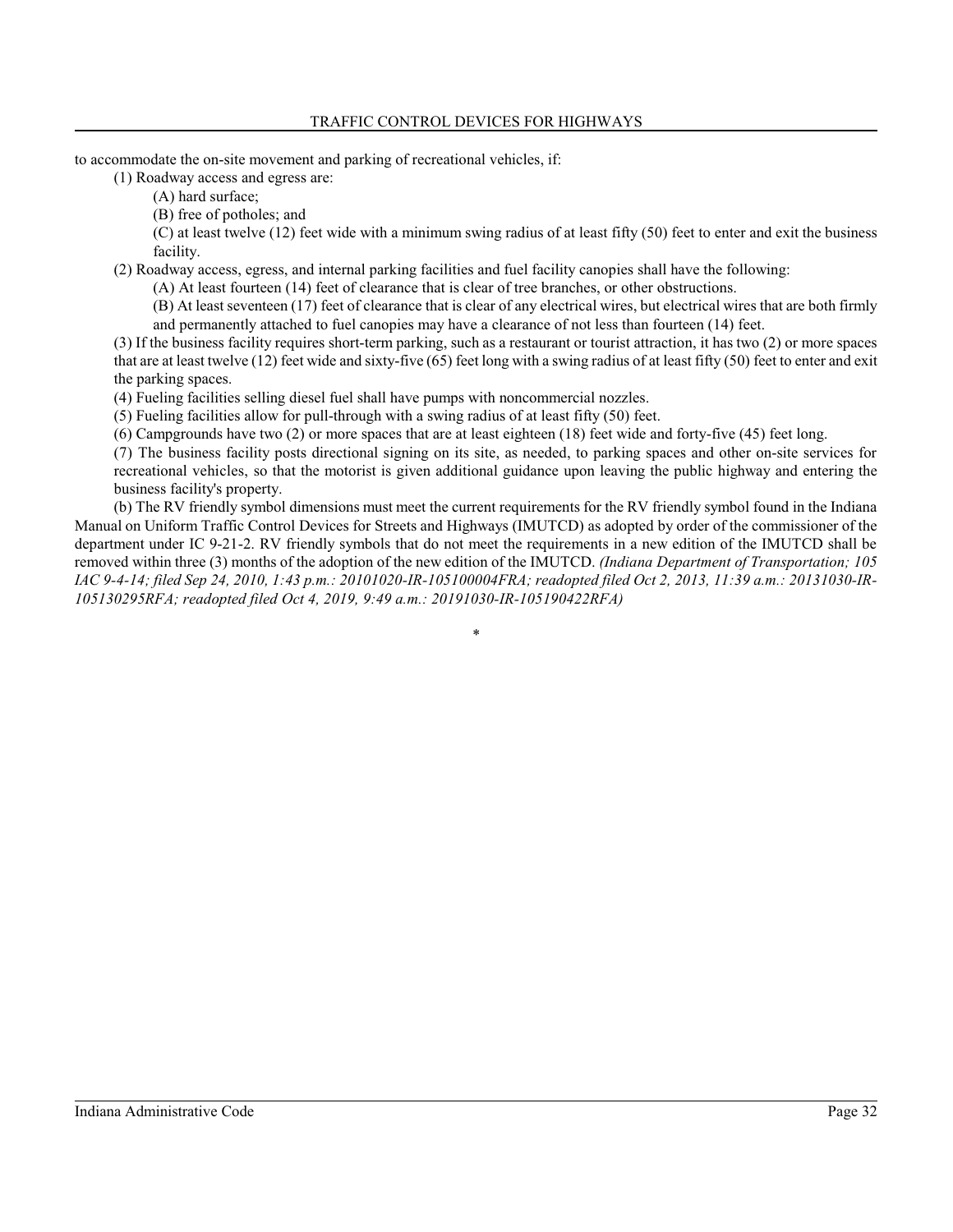to accommodate the on-site movement and parking of recreational vehicles, if:

(1) Roadway access and egress are:

(A) hard surface;

(B) free of potholes; and

(C) at least twelve (12) feet wide with a minimum swing radius of at least fifty (50) feet to enter and exit the business facility.

(2) Roadway access, egress, and internal parking facilities and fuel facility canopies shall have the following:

(A) At least fourteen (14) feet of clearance that is clear of tree branches, or other obstructions.

(B) At least seventeen (17) feet of clearance that is clear of any electrical wires, but electrical wires that are both firmly and permanently attached to fuel canopies may have a clearance of not less than fourteen (14) feet.

(3) If the business facility requires short-term parking, such as a restaurant or tourist attraction, it has two (2) or more spaces that are at least twelve (12) feet wide and sixty-five (65) feet long with a swing radius of at least fifty (50) feet to enter and exit the parking spaces.

(4) Fueling facilities selling diesel fuel shall have pumps with noncommercial nozzles.

(5) Fueling facilities allow for pull-through with a swing radius of at least fifty (50) feet.

(6) Campgrounds have two (2) or more spaces that are at least eighteen (18) feet wide and forty-five (45) feet long.

(7) The business facility posts directional signing on its site, as needed, to parking spaces and other on-site services for recreational vehicles, so that the motorist is given additional guidance upon leaving the public highway and entering the business facility's property.

(b) The RV friendly symbol dimensions must meet the current requirements for the RV friendly symbol found in the Indiana Manual on Uniform Traffic Control Devices for Streets and Highways (IMUTCD) as adopted by order of the commissioner of the department under IC 9-21-2. RV friendly symbols that do not meet the requirements in a new edition of the IMUTCD shall be removed within three (3) months of the adoption of the new edition of the IMUTCD. *(Indiana Department of Transportation; 105 IAC 9-4-14; filed Sep 24, 2010, 1:43 p.m.: 20101020-IR-105100004FRA; readopted filed Oct 2, 2013, 11:39 a.m.: 20131030-IR-105130295RFA; readopted filed Oct 4, 2019, 9:49 a.m.: 20191030-IR-105190422RFA)*

*